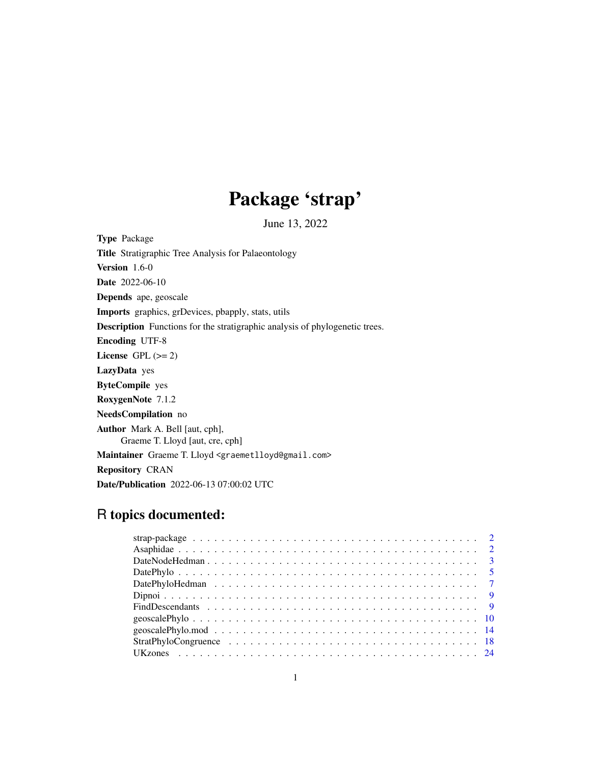# Package 'strap'

June 13, 2022

**Type** Package

**Title** Stratigraphic Tree Analysis for Palaeontology

**Version** 1.6-0

**Date** 2022-06-10

**Depends** ape, geoscale

**Imports** graphics, grDevices, pbapply, stats, utils

**Description** Functions for the stratigraphic analysis of phylogenetic trees.

**Encoding** UTF-8

**License** GPL (>= 2)

**LazyData** yes

**ByteCompile** yes

**RoxygenNote** 7.1.2

**NeedsCompilation** no

**Author** Mark A. Bell [aut, cph],
Graeme T. Lloyd [aut, cre, cph]

**Maintainer** Graeme T. Lloyd <graemetlloyd@gmail.com>

**Repository** CRAN

**Date/Publication** 2022-06-13 07:00:02 UTC

## R topics documented:

- strap-package . . . . . . . . . . . . . . . . . . . . . . . . . . . . . . . . . . . . . . . . 2
- Asaphidae . . . . . . . . . . . . . . . . . . . . . . . . . . . . . . . . . . . . . . . . . . 2
- DateNodeHedman . . . . . . . . . . . . . . . . . . . . . . . . . . . . . . . . . . . . . . 3
- DatePhylo . . . . . . . . . . . . . . . . . . . . . . . . . . . . . . . . . . . . . . . . . . 5
- DatePhyloHedman . . . . . . . . . . . . . . . . . . . . . . . . . . . . . . . . . . . . . 7
- Dipnoi . . . . . . . . . . . . . . . . . . . . . . . . . . . . . . . . . . . . . . . . . . . . 9
- FindDescendants . . . . . . . . . . . . . . . . . . . . . . . . . . . . . . . . . . . . . . 9
- geoscalePhylo . . . . . . . . . . . . . . . . . . . . . . . . . . . . . . . . . . . . . . . 10
- geoscalePhylo.mod . . . . . . . . . . . . . . . . . . . . . . . . . . . . . . . . . . . . 14
- StratPhyloCongruence . . . . . . . . . . . . . . . . . . . . . . . . . . . . . . . . . . . 18
- UKzones . . . . . . . . . . . . . . . . . . . . . . . . . . . . . . . . . . . . . . . . . . 24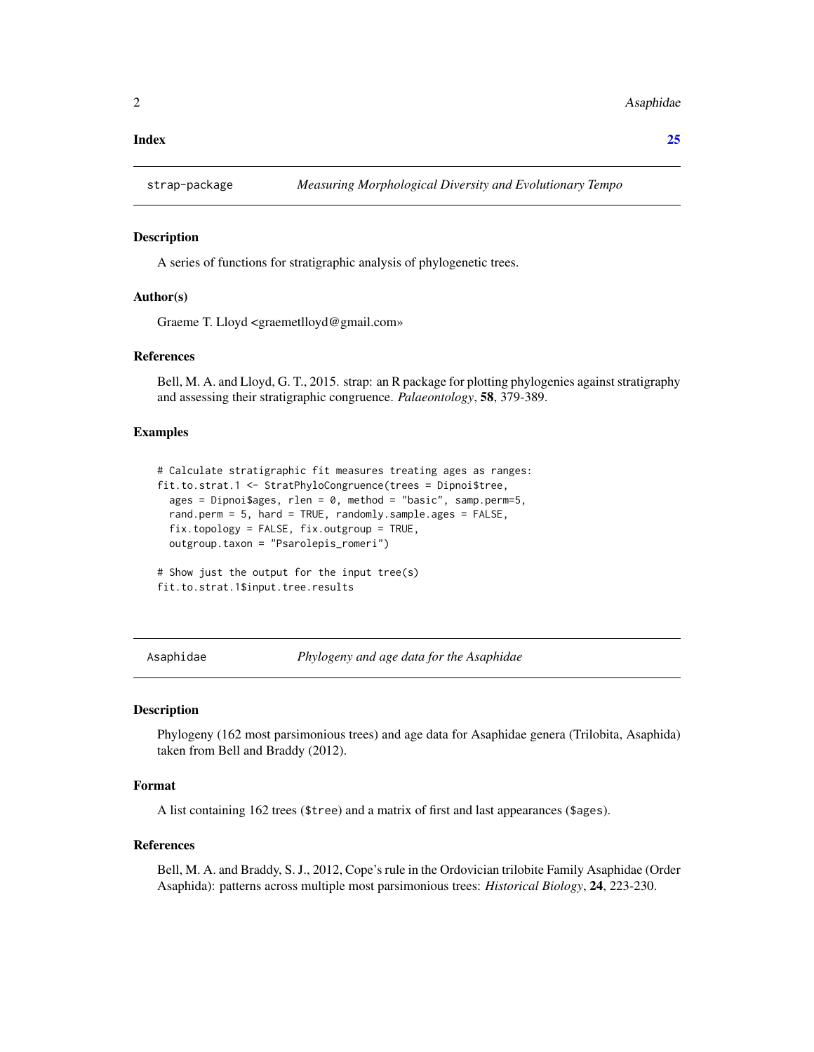**Index** **25**

## strap-package *Measuring Morphological Diversity and Evolutionary Tempo*

### Description

A series of functions for stratigraphic analysis of phylogenetic trees.

### Author(s)

Graeme T. Lloyd <graemetlloyd@gmail.com>

### References

Bell, M. A. and Lloyd, G. T., 2015. strap: an R package for plotting phylogenies against stratigraphy and assessing their stratigraphic congruence. *Palaeontology*, **58**, 379-389.

### Examples

```
# Calculate stratigraphic fit measures treating ages as ranges:
fit.to.strat.1 <- StratPhyloCongruence(trees = Dipnoi$tree,
  ages = Dipnoi$ages, rlen = 0, method = "basic", samp.perm=5,
  rand.perm = 5, hard = TRUE, randomly.sample.ages = FALSE,
  fix.topology = FALSE, fix.outgroup = TRUE,
  outgroup.taxon = "Psarolepis_romeri")

# Show just the output for the input tree(s)
fit.to.strat.1$input.tree.results
```

## Asaphidae *Phylogeny and age data for the Asaphidae*

### Description

Phylogeny (162 most parsimonious trees) and age data for Asaphidae genera (Trilobita, Asaphida) taken from Bell and Braddy (2012).

### Format

A list containing 162 trees (`$tree`) and a matrix of first and last appearances (`$ages`).

### References

Bell, M. A. and Braddy, S. J., 2012, Cope's rule in the Ordovician trilobite Family Asaphidae (Order Asaphida): patterns across multiple most parsimonious trees: *Historical Biology*, **24**, 223-230.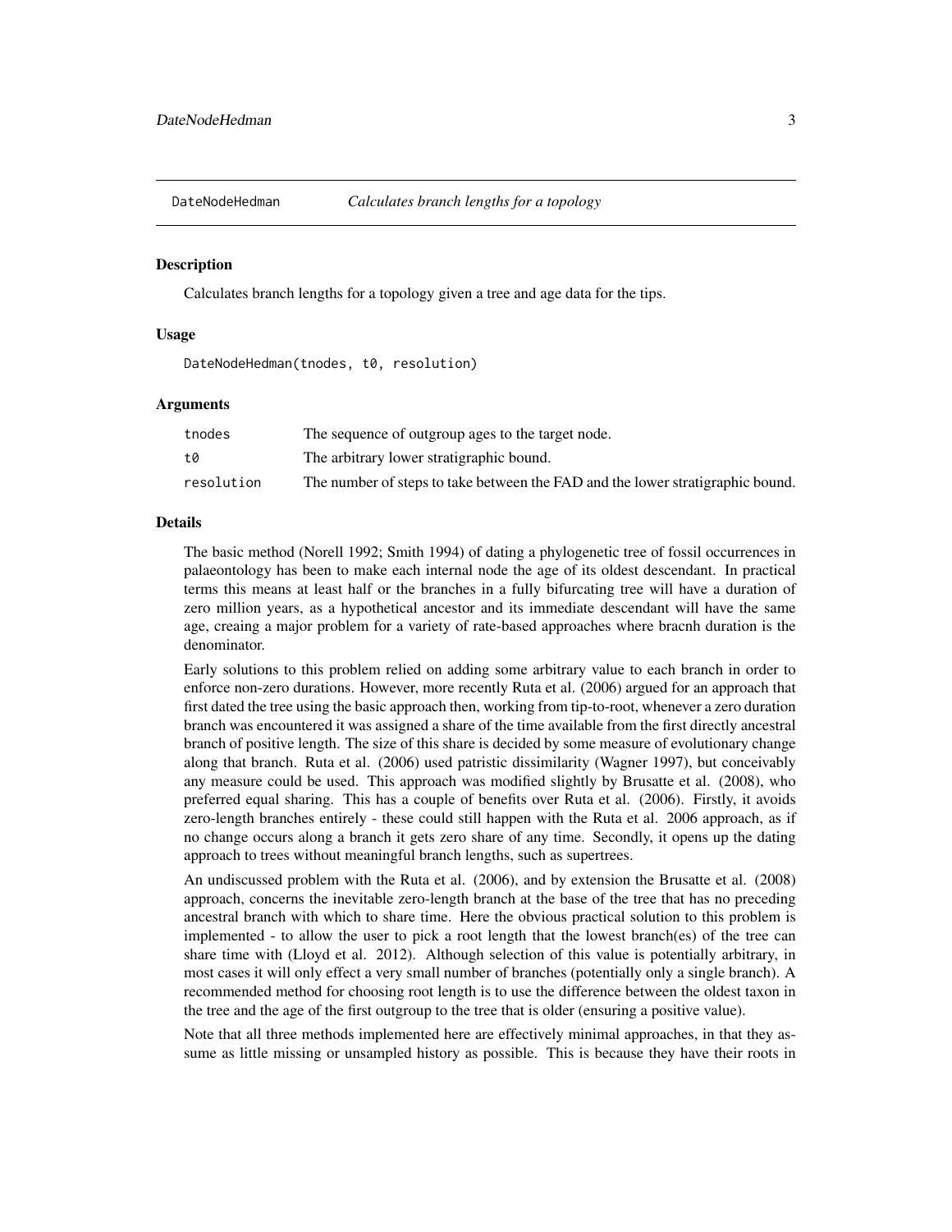## DateNodeHedman — *Calculates branch lengths for a topology*

### Description

Calculates branch lengths for a topology given a tree and age data for the tips.

### Usage

```
DateNodeHedman(tnodes, t0, resolution)
```

### Arguments

| | |
|---|---|
| tnodes | The sequence of outgroup ages to the target node. |
| t0 | The arbitrary lower stratigraphic bound. |
| resolution | The number of steps to take between the FAD and the lower stratigraphic bound. |

### Details

The basic method (Norell 1992; Smith 1994) of dating a phylogenetic tree of fossil occurrences in palaeontology has been to make each internal node the age of its oldest descendant. In practical terms this means at least half or the branches in a fully bifurcating tree will have a duration of zero million years, as a hypothetical ancestor and its immediate descendant will have the same age, creaing a major problem for a variety of rate-based approaches where bracnh duration is the denominator.

Early solutions to this problem relied on adding some arbitrary value to each branch in order to enforce non-zero durations. However, more recently Ruta et al. (2006) argued for an approach that first dated the tree using the basic approach then, working from tip-to-root, whenever a zero duration branch was encountered it was assigned a share of the time available from the first directly ancestral branch of positive length. The size of this share is decided by some measure of evolutionary change along that branch. Ruta et al. (2006) used patristic dissimilarity (Wagner 1997), but conceivably any measure could be used. This approach was modified slightly by Brusatte et al. (2008), who preferred equal sharing. This has a couple of benefits over Ruta et al. (2006). Firstly, it avoids zero-length branches entirely - these could still happen with the Ruta et al. 2006 approach, as if no change occurs along a branch it gets zero share of any time. Secondly, it opens up the dating approach to trees without meaningful branch lengths, such as supertrees.

An undiscussed problem with the Ruta et al. (2006), and by extension the Brusatte et al. (2008) approach, concerns the inevitable zero-length branch at the base of the tree that has no preceding ancestral branch with which to share time. Here the obvious practical solution to this problem is implemented - to allow the user to pick a root length that the lowest branch(es) of the tree can share time with (Lloyd et al. 2012). Although selection of this value is potentially arbitrary, in most cases it will only effect a very small number of branches (potentially only a single branch). A recommended method for choosing root length is to use the difference between the oldest taxon in the tree and the age of the first outgroup to the tree that is older (ensuring a positive value).

Note that all three methods implemented here are effectively minimal approaches, in that they assume as little missing or unsampled history as possible. This is because they have their roots in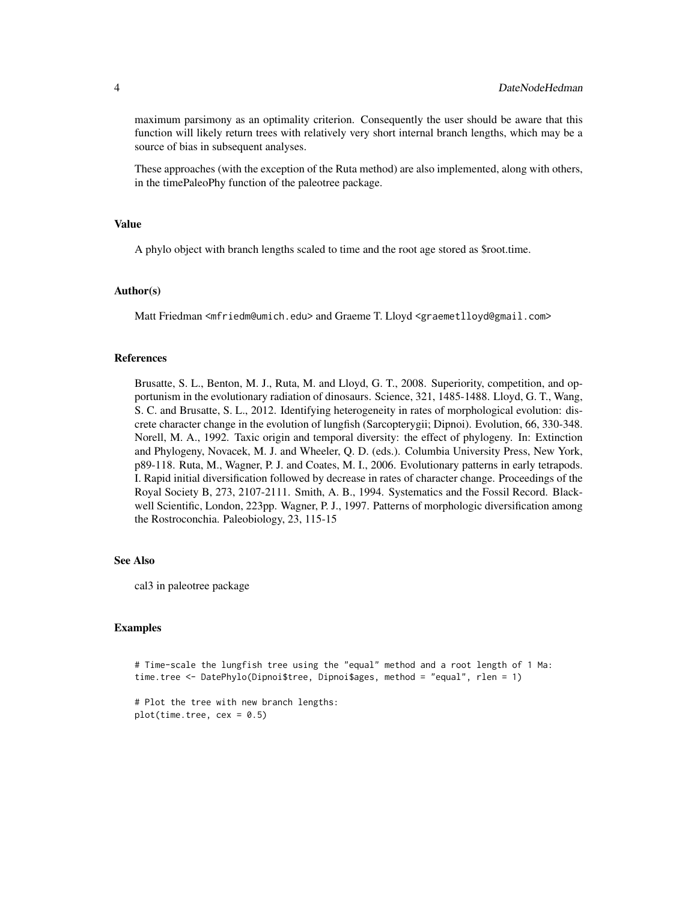maximum parsimony as an optimality criterion. Consequently the user should be aware that this function will likely return trees with relatively very short internal branch lengths, which may be a source of bias in subsequent analyses.

These approaches (with the exception of the Ruta method) are also implemented, along with others, in the timePaleoPhy function of the paleotree package.

### Value

A phylo object with branch lengths scaled to time and the root age stored as $root.time.

### Author(s)

Matt Friedman <mfriedm@umich.edu> and Graeme T. Lloyd <graemetlloyd@gmail.com>

### References

Brusatte, S. L., Benton, M. J., Ruta, M. and Lloyd, G. T., 2008. Superiority, competition, and opportunism in the evolutionary radiation of dinosaurs. Science, 321, 1485-1488. Lloyd, G. T., Wang, S. C. and Brusatte, S. L., 2012. Identifying heterogeneity in rates of morphological evolution: discrete character change in the evolution of lungfish (Sarcopterygii; Dipnoi). Evolution, 66, 330-348. Norell, M. A., 1992. Taxic origin and temporal diversity: the effect of phylogeny. In: Extinction and Phylogeny, Novacek, M. J. and Wheeler, Q. D. (eds.). Columbia University Press, New York, p89-118. Ruta, M., Wagner, P. J. and Coates, M. I., 2006. Evolutionary patterns in early tetrapods. I. Rapid initial diversification followed by decrease in rates of character change. Proceedings of the Royal Society B, 273, 2107-2111. Smith, A. B., 1994. Systematics and the Fossil Record. Blackwell Scientific, London, 223pp. Wagner, P. J., 1997. Patterns of morphologic diversification among the Rostroconchia. Paleobiology, 23, 115-15

### See Also

cal3 in paleotree package

### Examples

```
# Time-scale the lungfish tree using the "equal" method and a root length of 1 Ma:
time.tree <- DatePhylo(Dipnoi$tree, Dipnoi$ages, method = "equal", rlen = 1)

# Plot the tree with new branch lengths:
plot(time.tree, cex = 0.5)
```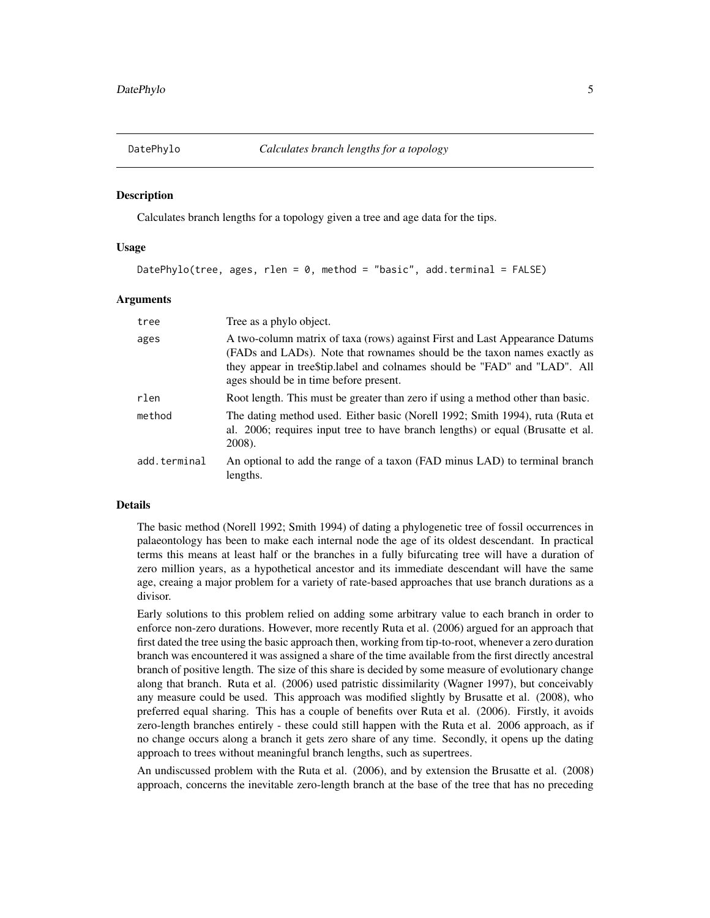## DatePhylo *Calculates branch lengths for a topology*

### Description

Calculates branch lengths for a topology given a tree and age data for the tips.

### Usage

```
DatePhylo(tree, ages, rlen = 0, method = "basic", add.terminal = FALSE)
```

### Arguments

| | |
|---|---|
| tree | Tree as a phylo object. |
| ages | A two-column matrix of taxa (rows) against First and Last Appearance Datums (FADs and LADs). Note that rownames should be the taxon names exactly as they appear in tree$tip.label and colnames should be "FAD" and "LAD". All ages should be in time before present. |
| rlen | Root length. This must be greater than zero if using a method other than basic. |
| method | The dating method used. Either basic (Norell 1992; Smith 1994), ruta (Ruta et al. 2006; requires input tree to have branch lengths) or equal (Brusatte et al. 2008). |
| add.terminal | An optional to add the range of a taxon (FAD minus LAD) to terminal branch lengths. |

### Details

The basic method (Norell 1992; Smith 1994) of dating a phylogenetic tree of fossil occurrences in palaeontology has been to make each internal node the age of its oldest descendant. In practical terms this means at least half or the branches in a fully bifurcating tree will have a duration of zero million years, as a hypothetical ancestor and its immediate descendant will have the same age, creaing a major problem for a variety of rate-based approaches that use branch durations as a divisor.

Early solutions to this problem relied on adding some arbitrary value to each branch in order to enforce non-zero durations. However, more recently Ruta et al. (2006) argued for an approach that first dated the tree using the basic approach then, working from tip-to-root, whenever a zero duration branch was encountered it was assigned a share of the time available from the first directly ancestral branch of positive length. The size of this share is decided by some measure of evolutionary change along that branch. Ruta et al. (2006) used patristic dissimilarity (Wagner 1997), but conceivably any measure could be used. This approach was modified slightly by Brusatte et al. (2008), who preferred equal sharing. This has a couple of benefits over Ruta et al. (2006). Firstly, it avoids zero-length branches entirely - these could still happen with the Ruta et al. 2006 approach, as if no change occurs along a branch it gets zero share of any time. Secondly, it opens up the dating approach to trees without meaningful branch lengths, such as supertrees.

An undiscussed problem with the Ruta et al. (2006), and by extension the Brusatte et al. (2008) approach, concerns the inevitable zero-length branch at the base of the tree that has no preceding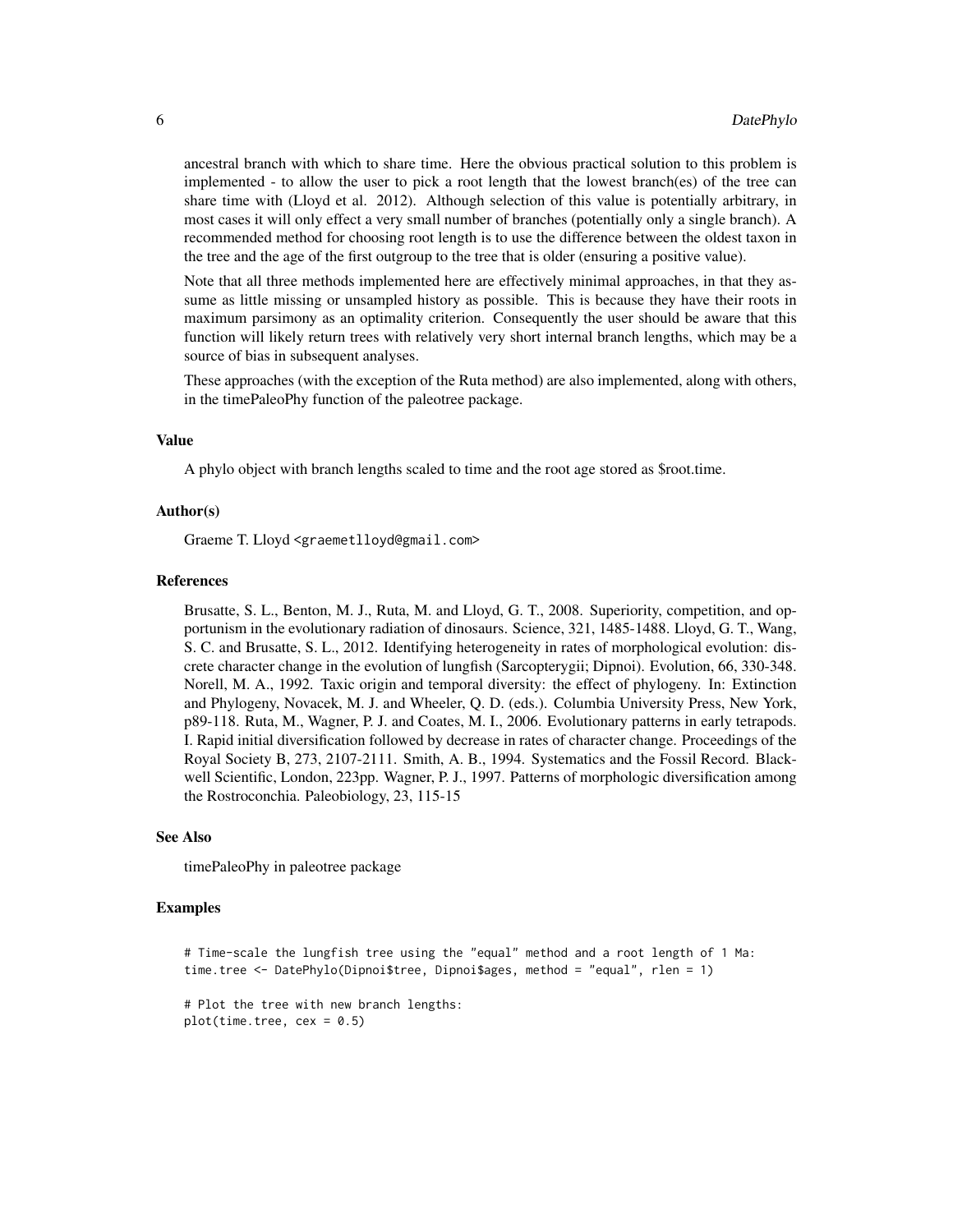ancestral branch with which to share time. Here the obvious practical solution to this problem is implemented - to allow the user to pick a root length that the lowest branch(es) of the tree can share time with (Lloyd et al. 2012). Although selection of this value is potentially arbitrary, in most cases it will only effect a very small number of branches (potentially only a single branch). A recommended method for choosing root length is to use the difference between the oldest taxon in the tree and the age of the first outgroup to the tree that is older (ensuring a positive value).

Note that all three methods implemented here are effectively minimal approaches, in that they assume as little missing or unsampled history as possible. This is because they have their roots in maximum parsimony as an optimality criterion. Consequently the user should be aware that this function will likely return trees with relatively very short internal branch lengths, which may be a source of bias in subsequent analyses.

These approaches (with the exception of the Ruta method) are also implemented, along with others, in the timePaleoPhy function of the paleotree package.

### Value

A phylo object with branch lengths scaled to time and the root age stored as $root.time.

### Author(s)

Graeme T. Lloyd <graemetlloyd@gmail.com>

### References

Brusatte, S. L., Benton, M. J., Ruta, M. and Lloyd, G. T., 2008. Superiority, competition, and opportunism in the evolutionary radiation of dinosaurs. Science, 321, 1485-1488. Lloyd, G. T., Wang, S. C. and Brusatte, S. L., 2012. Identifying heterogeneity in rates of morphological evolution: discrete character change in the evolution of lungfish (Sarcopterygii; Dipnoi). Evolution, 66, 330-348. Norell, M. A., 1992. Taxic origin and temporal diversity: the effect of phylogeny. In: Extinction and Phylogeny, Novacek, M. J. and Wheeler, Q. D. (eds.). Columbia University Press, New York, p89-118. Ruta, M., Wagner, P. J. and Coates, M. I., 2006. Evolutionary patterns in early tetrapods. I. Rapid initial diversification followed by decrease in rates of character change. Proceedings of the Royal Society B, 273, 2107-2111. Smith, A. B., 1994. Systematics and the Fossil Record. Blackwell Scientific, London, 223pp. Wagner, P. J., 1997. Patterns of morphologic diversification among the Rostroconchia. Paleobiology, 23, 115-15

### See Also

timePaleoPhy in paleotree package

### Examples

```
# Time-scale the lungfish tree using the "equal" method and a root length of 1 Ma:
time.tree <- DatePhylo(Dipnoi$tree, Dipnoi$ages, method = "equal", rlen = 1)

# Plot the tree with new branch lengths:
plot(time.tree, cex = 0.5)
```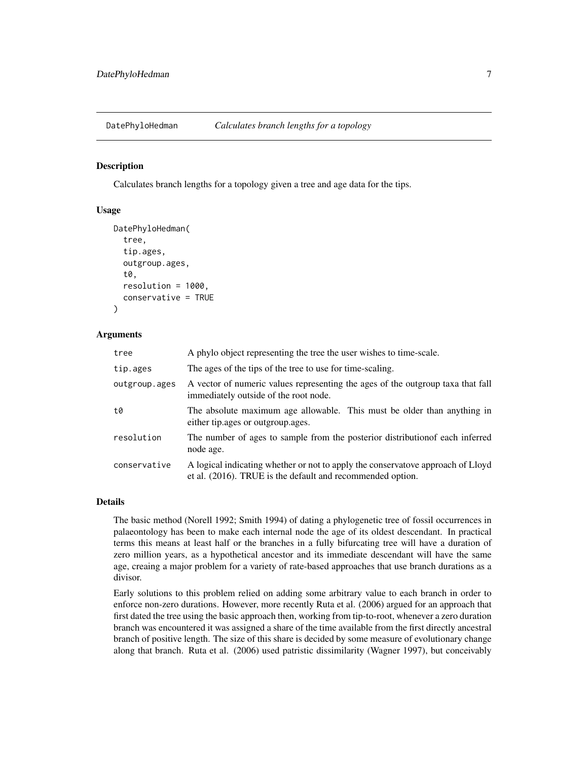## DatePhyloHedman — *Calculates branch lengths for a topology*

### Description

Calculates branch lengths for a topology given a tree and age data for the tips.

### Usage

```
DatePhyloHedman(
  tree,
  tip.ages,
  outgroup.ages,
  t0,
  resolution = 1000,
  conservative = TRUE
)
```

### Arguments

| | |
|---|---|
| tree | A phylo object representing the tree the user wishes to time-scale. |
| tip.ages | The ages of the tips of the tree to use for time-scaling. |
| outgroup.ages | A vector of numeric values representing the ages of the outgroup taxa that fall immediately outside of the root node. |
| t0 | The absolute maximum age allowable. This must be older than anything in either tip.ages or outgroup.ages. |
| resolution | The number of ages to sample from the posterior distributionof each inferred node age. |
| conservative | A logical indicating whether or not to apply the conservatove approach of Lloyd et al. (2016). TRUE is the default and recommended option. |

### Details

The basic method (Norell 1992; Smith 1994) of dating a phylogenetic tree of fossil occurrences in palaeontology has been to make each internal node the age of its oldest descendant. In practical terms this means at least half or the branches in a fully bifurcating tree will have a duration of zero million years, as a hypothetical ancestor and its immediate descendant will have the same age, creaing a major problem for a variety of rate-based approaches that use branch durations as a divisor.

Early solutions to this problem relied on adding some arbitrary value to each branch in order to enforce non-zero durations. However, more recently Ruta et al. (2006) argued for an approach that first dated the tree using the basic approach then, working from tip-to-root, whenever a zero duration branch was encountered it was assigned a share of the time available from the first directly ancestral branch of positive length. The size of this share is decided by some measure of evolutionary change along that branch. Ruta et al. (2006) used patristic dissimilarity (Wagner 1997), but conceivably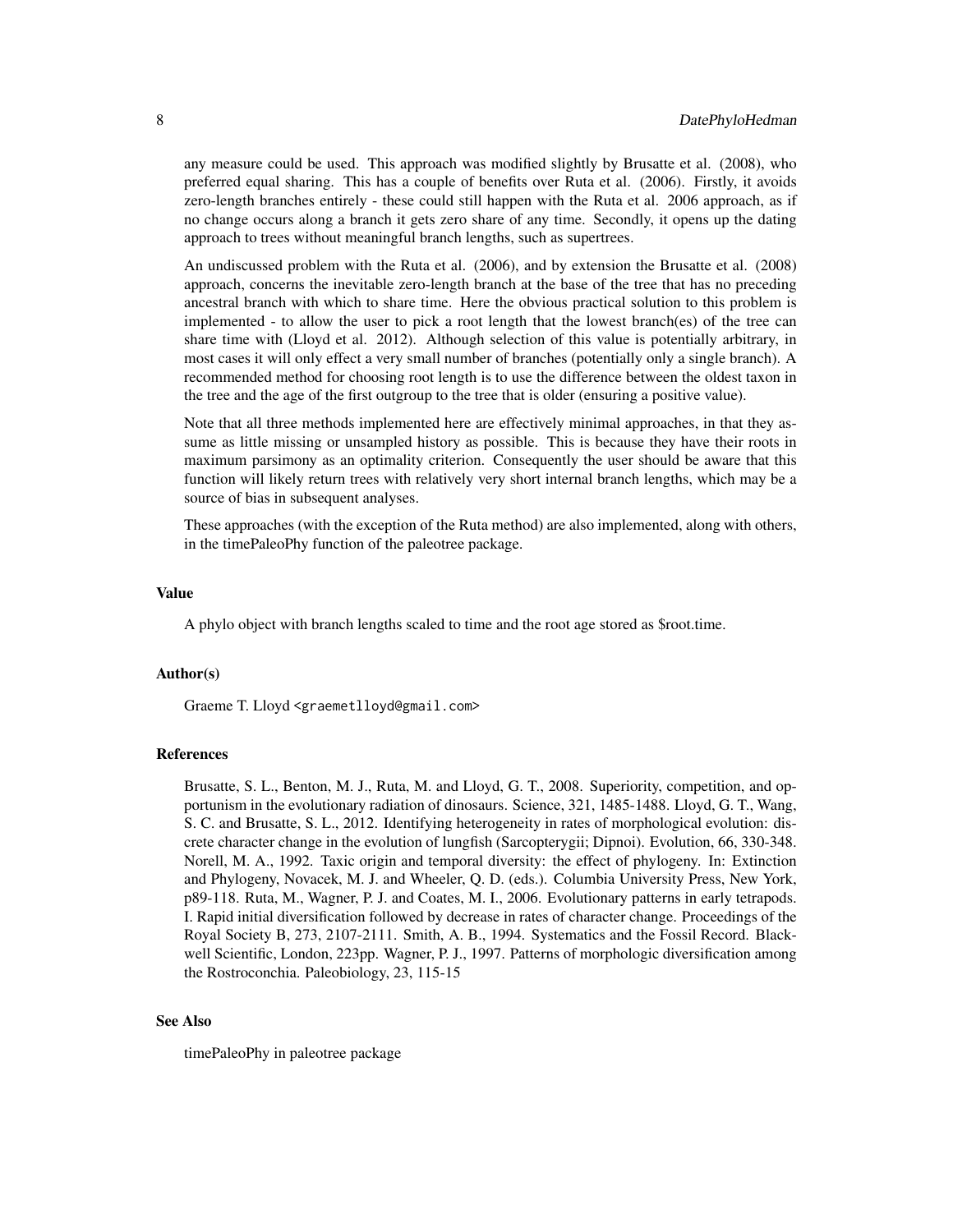any measure could be used. This approach was modified slightly by Brusatte et al. (2008), who preferred equal sharing. This has a couple of benefits over Ruta et al. (2006). Firstly, it avoids zero-length branches entirely - these could still happen with the Ruta et al. 2006 approach, as if no change occurs along a branch it gets zero share of any time. Secondly, it opens up the dating approach to trees without meaningful branch lengths, such as supertrees.

An undiscussed problem with the Ruta et al. (2006), and by extension the Brusatte et al. (2008) approach, concerns the inevitable zero-length branch at the base of the tree that has no preceding ancestral branch with which to share time. Here the obvious practical solution to this problem is implemented - to allow the user to pick a root length that the lowest branch(es) of the tree can share time with (Lloyd et al. 2012). Although selection of this value is potentially arbitrary, in most cases it will only effect a very small number of branches (potentially only a single branch). A recommended method for choosing root length is to use the difference between the oldest taxon in the tree and the age of the first outgroup to the tree that is older (ensuring a positive value).

Note that all three methods implemented here are effectively minimal approaches, in that they assume as little missing or unsampled history as possible. This is because they have their roots in maximum parsimony as an optimality criterion. Consequently the user should be aware that this function will likely return trees with relatively very short internal branch lengths, which may be a source of bias in subsequent analyses.

These approaches (with the exception of the Ruta method) are also implemented, along with others, in the timePaleoPhy function of the paleotree package.

### Value

A phylo object with branch lengths scaled to time and the root age stored as $root.time.

### Author(s)

Graeme T. Lloyd <graemetlloyd@gmail.com>

### References

Brusatte, S. L., Benton, M. J., Ruta, M. and Lloyd, G. T., 2008. Superiority, competition, and opportunism in the evolutionary radiation of dinosaurs. Science, 321, 1485-1488. Lloyd, G. T., Wang, S. C. and Brusatte, S. L., 2012. Identifying heterogeneity in rates of morphological evolution: discrete character change in the evolution of lungfish (Sarcopterygii; Dipnoi). Evolution, 66, 330-348. Norell, M. A., 1992. Taxic origin and temporal diversity: the effect of phylogeny. In: Extinction and Phylogeny, Novacek, M. J. and Wheeler, Q. D. (eds.). Columbia University Press, New York, p89-118. Ruta, M., Wagner, P. J. and Coates, M. I., 2006. Evolutionary patterns in early tetrapods. I. Rapid initial diversification followed by decrease in rates of character change. Proceedings of the Royal Society B, 273, 2107-2111. Smith, A. B., 1994. Systematics and the Fossil Record. Blackwell Scientific, London, 223pp. Wagner, P. J., 1997. Patterns of morphologic diversification among the Rostroconchia. Paleobiology, 23, 115-15

### See Also

timePaleoPhy in paleotree package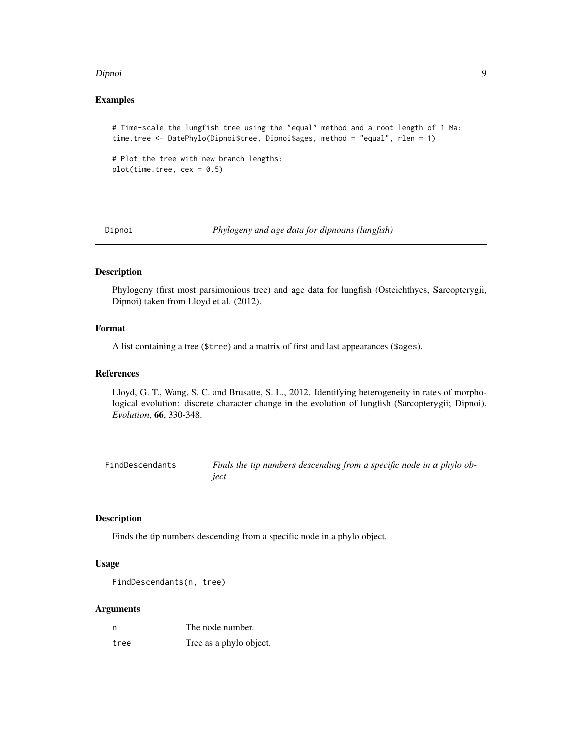### Examples

```
# Time-scale the lungfish tree using the "equal" method and a root length of 1 Ma:
time.tree <- DatePhylo(Dipnoi$tree, Dipnoi$ages, method = "equal", rlen = 1)

# Plot the tree with new branch lengths:
plot(time.tree, cex = 0.5)
```

---

## Dipnoi — *Phylogeny and age data for dipnoans (lungfish)*

### Description

Phylogeny (first most parsimonious tree) and age data for lungfish (Osteichthyes, Sarcopterygii, Dipnoi) taken from Lloyd et al. (2012).

### Format

A list containing a tree (`$tree`) and a matrix of first and last appearances (`$ages`).

### References

Lloyd, G. T., Wang, S. C. and Brusatte, S. L., 2012. Identifying heterogeneity in rates of morphological evolution: discrete character change in the evolution of lungfish (Sarcopterygii; Dipnoi). *Evolution*, **66**, 330-348.

---

## FindDescendants — *Finds the tip numbers descending from a specific node in a phylo object*

### Description

Finds the tip numbers descending from a specific node in a phylo object.

### Usage

```
FindDescendants(n, tree)
```

### Arguments

| | |
|---|---|
| `n` | The node number. |
| `tree` | Tree as a phylo object. |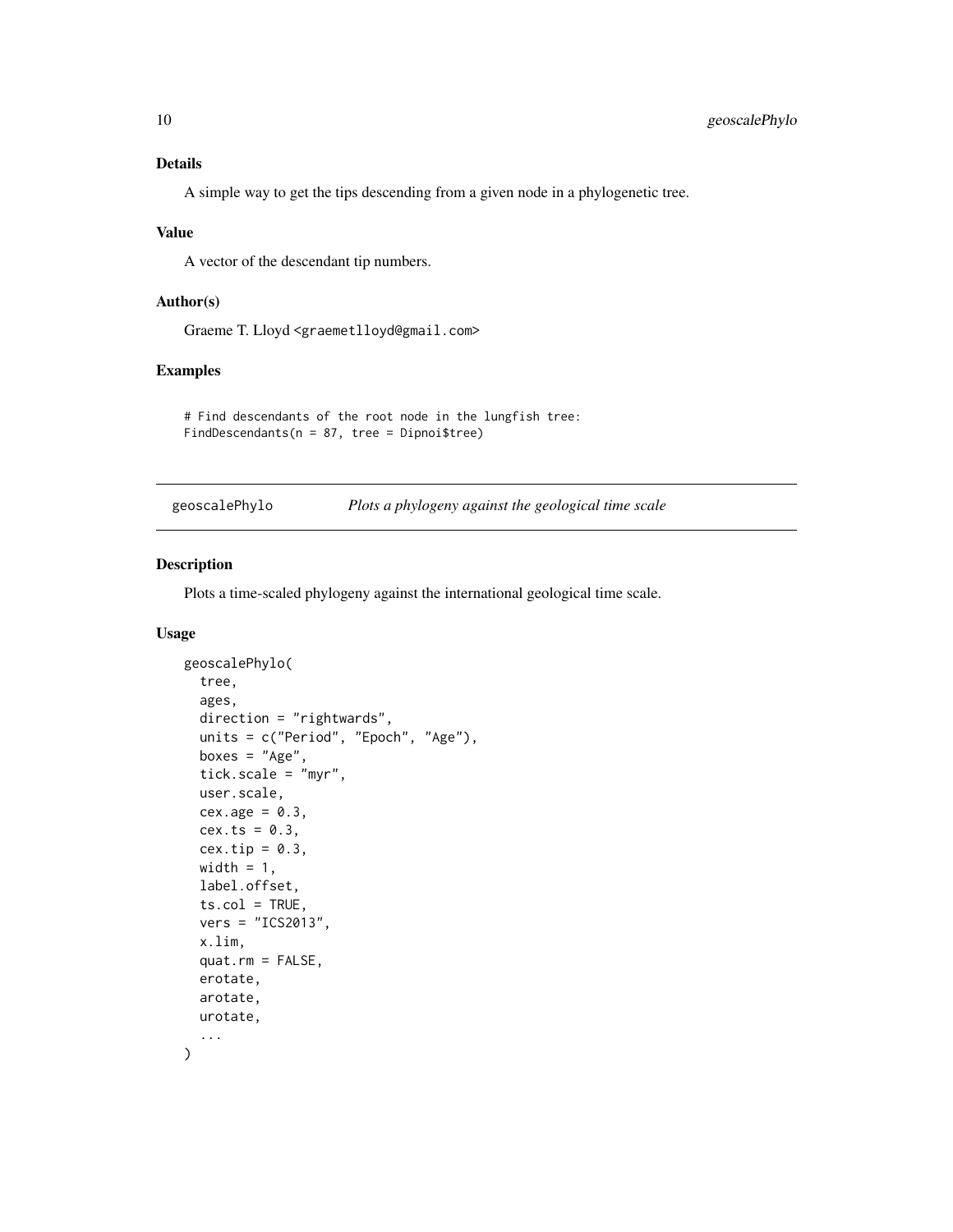### Details

A simple way to get the tips descending from a given node in a phylogenetic tree.

### Value

A vector of the descendant tip numbers.

### Author(s)

Graeme T. Lloyd <graemetlloyd@gmail.com>

### Examples

```
# Find descendants of the root node in the lungfish tree:
FindDescendants(n = 87, tree = Dipnoi$tree)
```

---

## geoscalePhylo *Plots a phylogeny against the geological time scale*

---

### Description

Plots a time-scaled phylogeny against the international geological time scale.

### Usage

```
geoscalePhylo(
  tree,
  ages,
  direction = "rightwards",
  units = c("Period", "Epoch", "Age"),
  boxes = "Age",
  tick.scale = "myr",
  user.scale,
  cex.age = 0.3,
  cex.ts = 0.3,
  cex.tip = 0.3,
  width = 1,
  label.offset,
  ts.col = TRUE,
  vers = "ICS2013",
  x.lim,
  quat.rm = FALSE,
  erotate,
  arotate,
  urotate,
  ...
)
```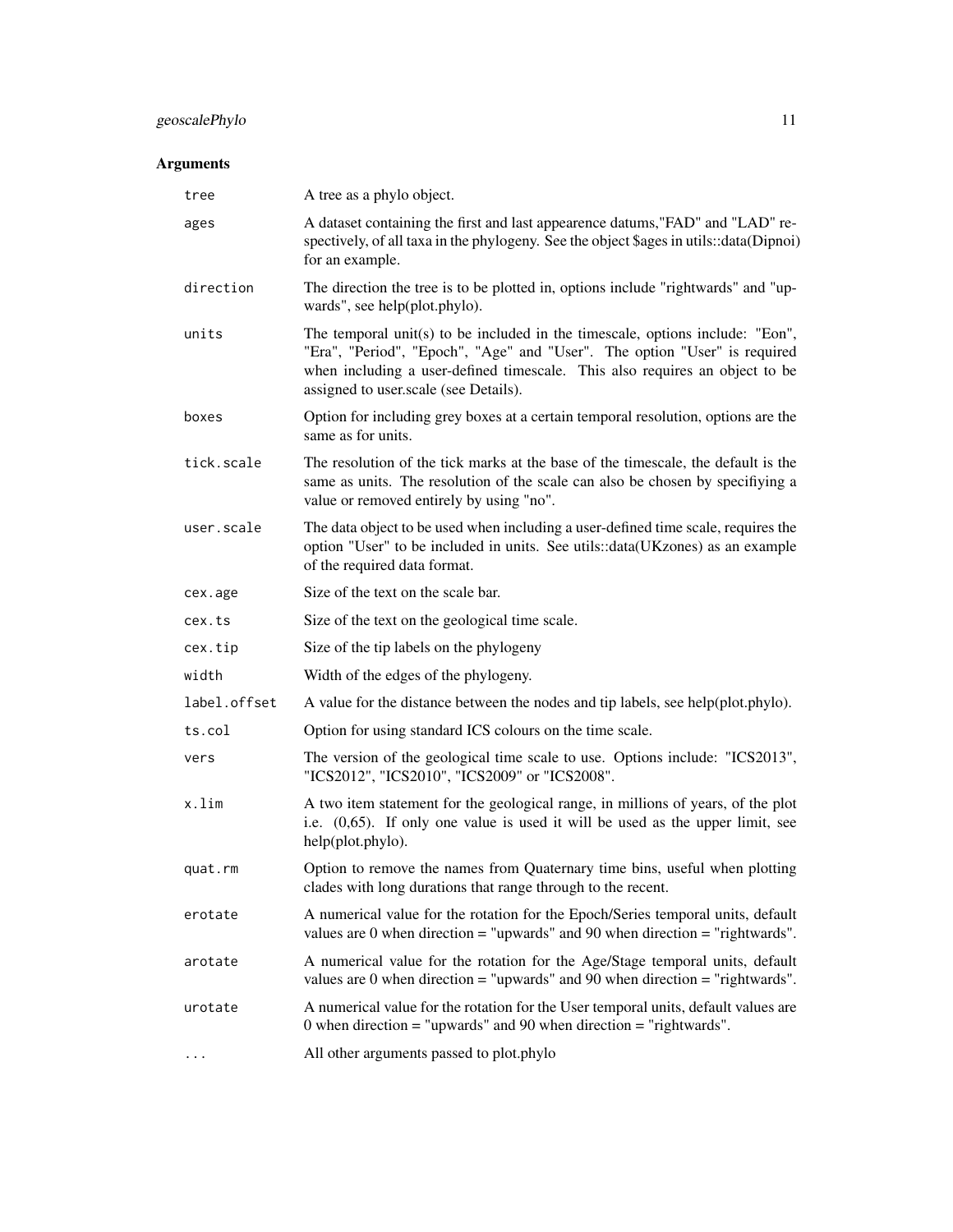### Arguments

| | |
|---|---|
| `tree` | A tree as a phylo object. |
| `ages` | A dataset containing the first and last appearence datums,"FAD" and "LAD" respectively, of all taxa in the phylogeny. See the object $ages in utils::data(Dipnoi) for an example. |
| `direction` | The direction the tree is to be plotted in, options include "rightwards" and "upwards", see help(plot.phylo). |
| `units` | The temporal unit(s) to be included in the timescale, options include: "Eon", "Era", "Period", "Epoch", "Age" and "User". The option "User" is required when including a user-defined timescale. This also requires an object to be assigned to user.scale (see Details). |
| `boxes` | Option for including grey boxes at a certain temporal resolution, options are the same as for units. |
| `tick.scale` | The resolution of the tick marks at the base of the timescale, the default is the same as units. The resolution of the scale can also be chosen by specifiying a value or removed entirely by using "no". |
| `user.scale` | The data object to be used when including a user-defined time scale, requires the option "User" to be included in units. See utils::data(UKzones) as an example of the required data format. |
| `cex.age` | Size of the text on the scale bar. |
| `cex.ts` | Size of the text on the geological time scale. |
| `cex.tip` | Size of the tip labels on the phylogeny |
| `width` | Width of the edges of the phylogeny. |
| `label.offset` | A value for the distance between the nodes and tip labels, see help(plot.phylo). |
| `ts.col` | Option for using standard ICS colours on the time scale. |
| `vers` | The version of the geological time scale to use. Options include: "ICS2013", "ICS2012", "ICS2010", "ICS2009" or "ICS2008". |
| `x.lim` | A two item statement for the geological range, in millions of years, of the plot i.e. (0,65). If only one value is used it will be used as the upper limit, see help(plot.phylo). |
| `quat.rm` | Option to remove the names from Quaternary time bins, useful when plotting clades with long durations that range through to the recent. |
| `erotate` | A numerical value for the rotation for the Epoch/Series temporal units, default values are 0 when direction = "upwards" and 90 when direction = "rightwards". |
| `arotate` | A numerical value for the rotation for the Age/Stage temporal units, default values are 0 when direction = "upwards" and 90 when direction = "rightwards". |
| `urotate` | A numerical value for the rotation for the User temporal units, default values are 0 when direction = "upwards" and 90 when direction = "rightwards". |
| `...` | All other arguments passed to plot.phylo |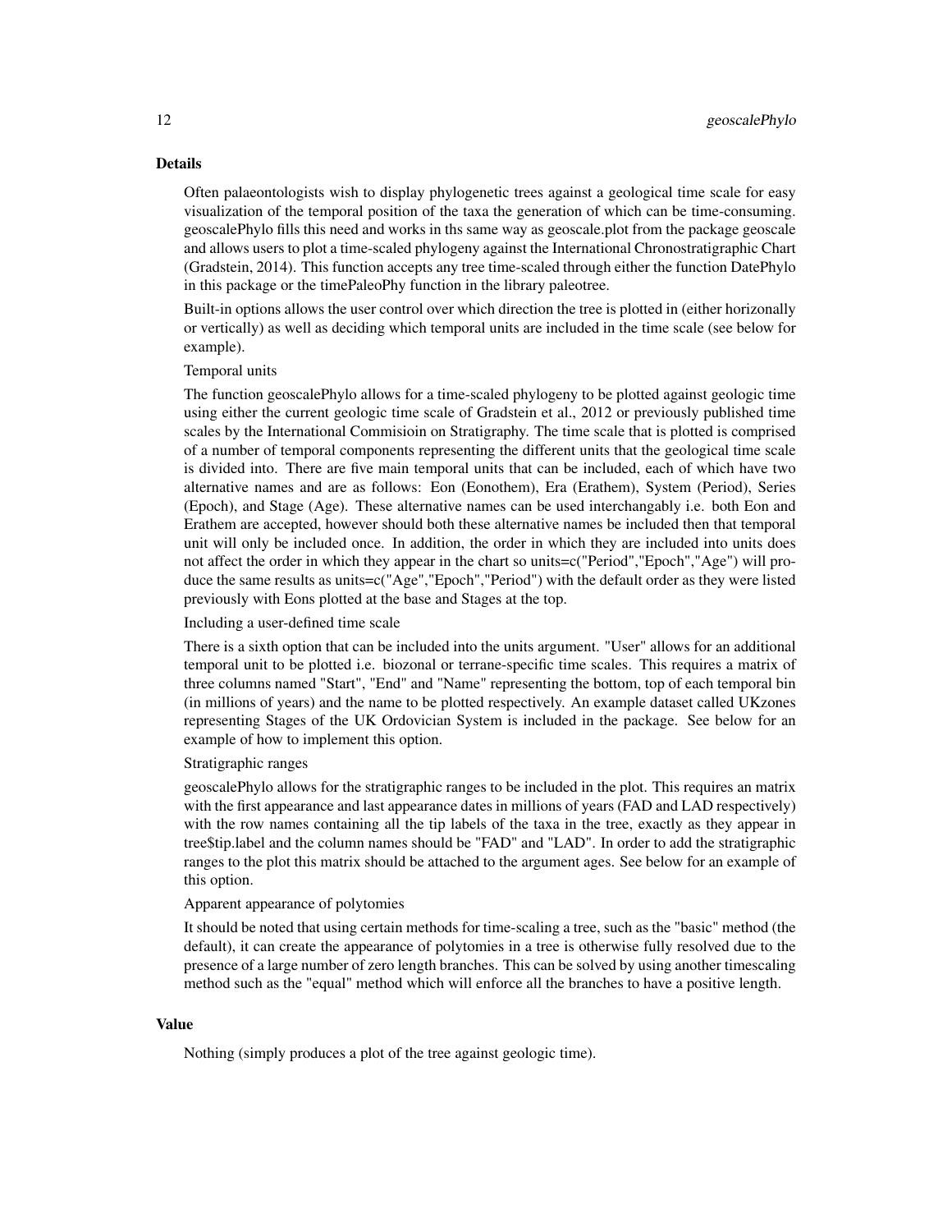## Details

Often palaeontologists wish to display phylogenetic trees against a geological time scale for easy visualization of the temporal position of the taxa the generation of which can be time-consuming. geoscalePhylo fills this need and works in ths same way as geoscale.plot from the package geoscale and allows users to plot a time-scaled phylogeny against the International Chronostratigraphic Chart (Gradstein, 2014). This function accepts any tree time-scaled through either the function DatePhylo in this package or the timePaleoPhy function in the library paleotree.

Built-in options allows the user control over which direction the tree is plotted in (either horizonally or vertically) as well as deciding which temporal units are included in the time scale (see below for example).

Temporal units

The function geoscalePhylo allows for a time-scaled phylogeny to be plotted against geologic time using either the current geologic time scale of Gradstein et al., 2012 or previously published time scales by the International Commisioin on Stratigraphy. The time scale that is plotted is comprised of a number of temporal components representing the different units that the geological time scale is divided into. There are five main temporal units that can be included, each of which have two alternative names and are as follows: Eon (Eonothem), Era (Erathem), System (Period), Series (Epoch), and Stage (Age). These alternative names can be used interchangably i.e. both Eon and Erathem are accepted, however should both these alternative names be included then that temporal unit will only be included once. In addition, the order in which they are included into units does not affect the order in which they appear in the chart so units=c("Period","Epoch","Age") will produce the same results as units=c("Age","Epoch","Period") with the default order as they were listed previously with Eons plotted at the base and Stages at the top.

Including a user-defined time scale

There is a sixth option that can be included into the units argument. "User" allows for an additional temporal unit to be plotted i.e. biozonal or terrane-specific time scales. This requires a matrix of three columns named "Start", "End" and "Name" representing the bottom, top of each temporal bin (in millions of years) and the name to be plotted respectively. An example dataset called UKzones representing Stages of the UK Ordovician System is included in the package. See below for an example of how to implement this option.

Stratigraphic ranges

geoscalePhylo allows for the stratigraphic ranges to be included in the plot. This requires an matrix with the first appearance and last appearance dates in millions of years (FAD and LAD respectively) with the row names containing all the tip labels of the taxa in the tree, exactly as they appear in tree$tip.label and the column names should be "FAD" and "LAD". In order to add the stratigraphic ranges to the plot this matrix should be attached to the argument ages. See below for an example of this option.

Apparent appearance of polytomies

It should be noted that using certain methods for time-scaling a tree, such as the "basic" method (the default), it can create the appearance of polytomies in a tree is otherwise fully resolved due to the presence of a large number of zero length branches. This can be solved by using another timescaling method such as the "equal" method which will enforce all the branches to have a positive length.

## Value

Nothing (simply produces a plot of the tree against geologic time).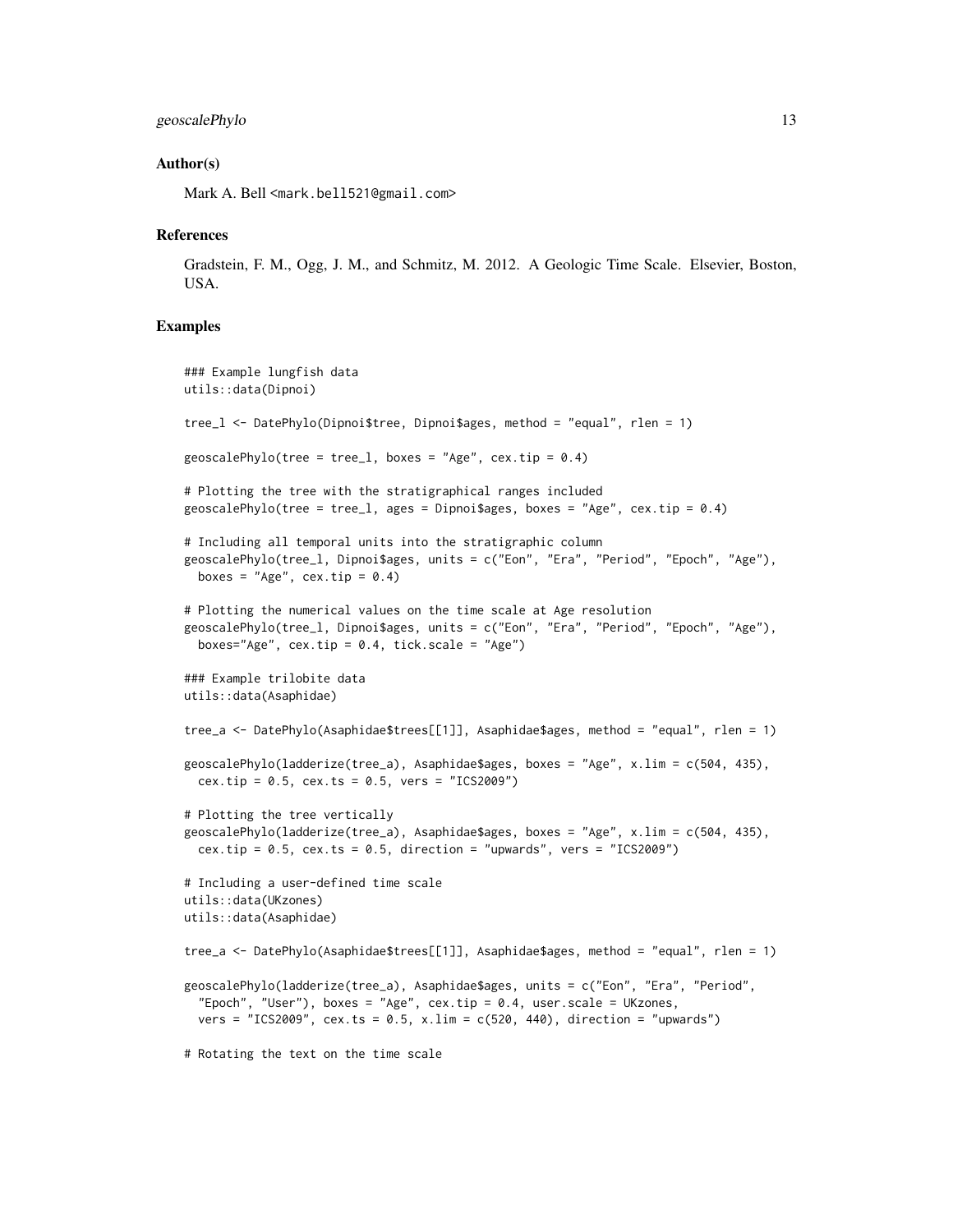## Author(s)

Mark A. Bell <mark.bell521@gmail.com>

## References

Gradstein, F. M., Ogg, J. M., and Schmitz, M. 2012. A Geologic Time Scale. Elsevier, Boston, USA.

## Examples

```
### Example lungfish data
utils::data(Dipnoi)

tree_l <- DatePhylo(Dipnoi$tree, Dipnoi$ages, method = "equal", rlen = 1)

geoscalePhylo(tree = tree_l, boxes = "Age", cex.tip = 0.4)

# Plotting the tree with the stratigraphical ranges included
geoscalePhylo(tree = tree_l, ages = Dipnoi$ages, boxes = "Age", cex.tip = 0.4)

# Including all temporal units into the stratigraphic column
geoscalePhylo(tree_l, Dipnoi$ages, units = c("Eon", "Era", "Period", "Epoch", "Age"),
  boxes = "Age", cex.tip = 0.4)

# Plotting the numerical values on the time scale at Age resolution
geoscalePhylo(tree_l, Dipnoi$ages, units = c("Eon", "Era", "Period", "Epoch", "Age"),
  boxes="Age", cex.tip = 0.4, tick.scale = "Age")

### Example trilobite data
utils::data(Asaphidae)

tree_a <- DatePhylo(Asaphidae$trees[[1]], Asaphidae$ages, method = "equal", rlen = 1)

geoscalePhylo(ladderize(tree_a), Asaphidae$ages, boxes = "Age", x.lim = c(504, 435),
  cex.tip = 0.5, cex.ts = 0.5, vers = "ICS2009")

# Plotting the tree vertically
geoscalePhylo(ladderize(tree_a), Asaphidae$ages, boxes = "Age", x.lim = c(504, 435),
  cex.tip = 0.5, cex.ts = 0.5, direction = "upwards", vers = "ICS2009")

# Including a user-defined time scale
utils::data(UKzones)
utils::data(Asaphidae)

tree_a <- DatePhylo(Asaphidae$trees[[1]], Asaphidae$ages, method = "equal", rlen = 1)

geoscalePhylo(ladderize(tree_a), Asaphidae$ages, units = c("Eon", "Era", "Period",
  "Epoch", "User"), boxes = "Age", cex.tip = 0.4, user.scale = UKzones,
  vers = "ICS2009", cex.ts = 0.5, x.lim = c(520, 440), direction = "upwards")

# Rotating the text on the time scale
```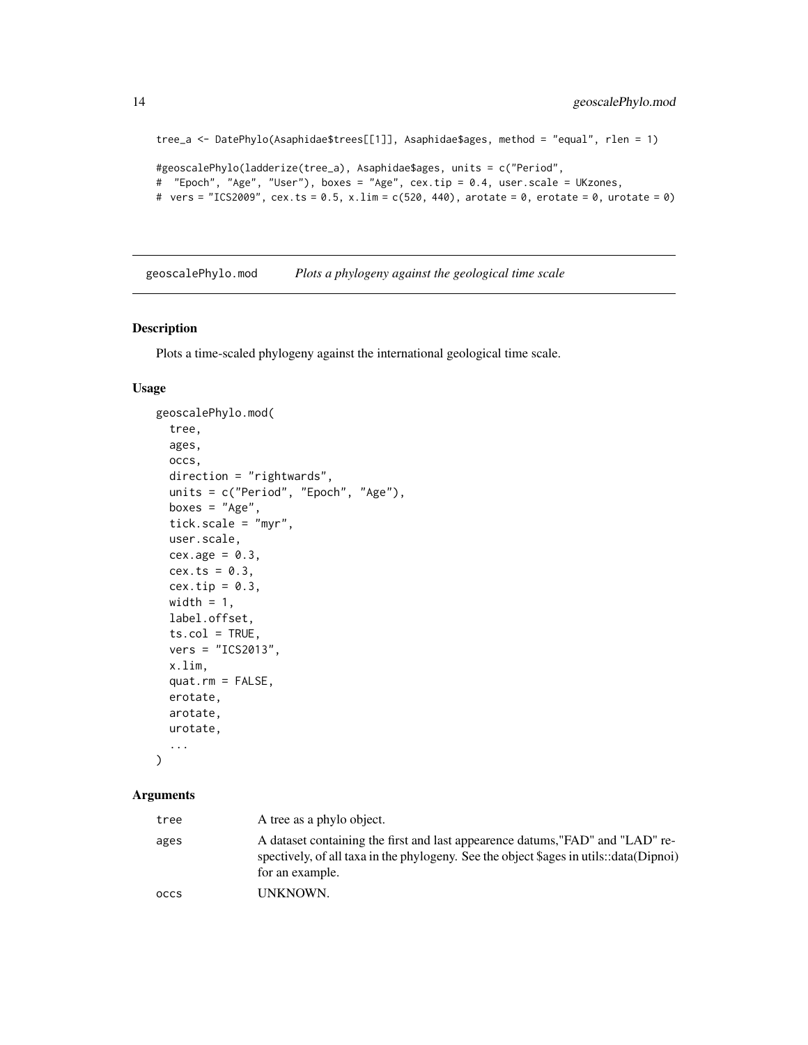```
tree_a <- DatePhylo(Asaphidae$trees[[1]], Asaphidae$ages, method = "equal", rlen = 1)

#geoscalePhylo(ladderize(tree_a), Asaphidae$ages, units = c("Period",
#  "Epoch", "Age", "User"), boxes = "Age", cex.tip = 0.4, user.scale = UKzones,
#  vers = "ICS2009", cex.ts = 0.5, x.lim = c(520, 440), arotate = 0, erotate = 0, urotate = 0)
```

---

## geoscalePhylo.mod — *Plots a phylogeny against the geological time scale*

---

### Description

Plots a time-scaled phylogeny against the international geological time scale.

### Usage

```
geoscalePhylo.mod(
  tree,
  ages,
  occs,
  direction = "rightwards",
  units = c("Period", "Epoch", "Age"),
  boxes = "Age",
  tick.scale = "myr",
  user.scale,
  cex.age = 0.3,
  cex.ts = 0.3,
  cex.tip = 0.3,
  width = 1,
  label.offset,
  ts.col = TRUE,
  vers = "ICS2013",
  x.lim,
  quat.rm = FALSE,
  erotate,
  arotate,
  urotate,
  ...
)
```

### Arguments

| | |
|---|---|
| `tree` | A tree as a phylo object. |
| `ages` | A dataset containing the first and last appearence datums,"FAD" and "LAD" respectively, of all taxa in the phylogeny. See the object $ages in utils::data(Dipnoi) for an example. |
| `occs` | UNKNOWN. |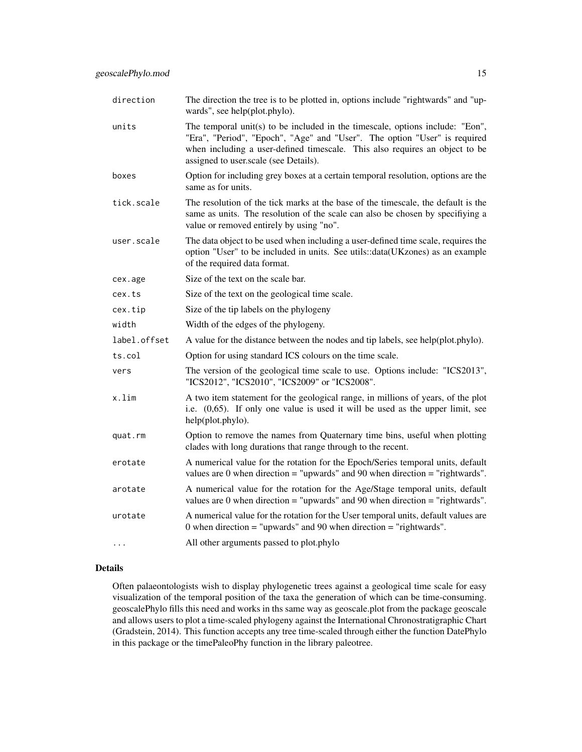| | |
|---|---|
| `direction` | The direction the tree is to be plotted in, options include "rightwards" and "upwards", see help(plot.phylo). |
| `units` | The temporal unit(s) to be included in the timescale, options include: "Eon", "Era", "Period", "Epoch", "Age" and "User". The option "User" is required when including a user-defined timescale. This also requires an object to be assigned to user.scale (see Details). |
| `boxes` | Option for including grey boxes at a certain temporal resolution, options are the same as for units. |
| `tick.scale` | The resolution of the tick marks at the base of the timescale, the default is the same as units. The resolution of the scale can also be chosen by specifiying a value or removed entirely by using "no". |
| `user.scale` | The data object to be used when including a user-defined time scale, requires the option "User" to be included in units. See utils::data(UKzones) as an example of the required data format. |
| `cex.age` | Size of the text on the scale bar. |
| `cex.ts` | Size of the text on the geological time scale. |
| `cex.tip` | Size of the tip labels on the phylogeny |
| `width` | Width of the edges of the phylogeny. |
| `label.offset` | A value for the distance between the nodes and tip labels, see help(plot.phylo). |
| `ts.col` | Option for using standard ICS colours on the time scale. |
| `vers` | The version of the geological time scale to use. Options include: "ICS2013", "ICS2012", "ICS2010", "ICS2009" or "ICS2008". |
| `x.lim` | A two item statement for the geological range, in millions of years, of the plot i.e. (0,65). If only one value is used it will be used as the upper limit, see help(plot.phylo). |
| `quat.rm` | Option to remove the names from Quaternary time bins, useful when plotting clades with long durations that range through to the recent. |
| `erotate` | A numerical value for the rotation for the Epoch/Series temporal units, default values are 0 when direction = "upwards" and 90 when direction = "rightwards". |
| `arotate` | A numerical value for the rotation for the Age/Stage temporal units, default values are 0 when direction = "upwards" and 90 when direction = "rightwards". |
| `urotate` | A numerical value for the rotation for the User temporal units, default values are 0 when direction = "upwards" and 90 when direction = "rightwards". |
| `...` | All other arguments passed to plot.phylo |

## Details

Often palaeontologists wish to display phylogenetic trees against a geological time scale for easy visualization of the temporal position of the taxa the generation of which can be time-consuming. geoscalePhylo fills this need and works in ths same way as geoscale.plot from the package geoscale and allows users to plot a time-scaled phylogeny against the International Chronostratigraphic Chart (Gradstein, 2014). This function accepts any tree time-scaled through either the function DatePhylo in this package or the timePaleoPhy function in the library paleotree.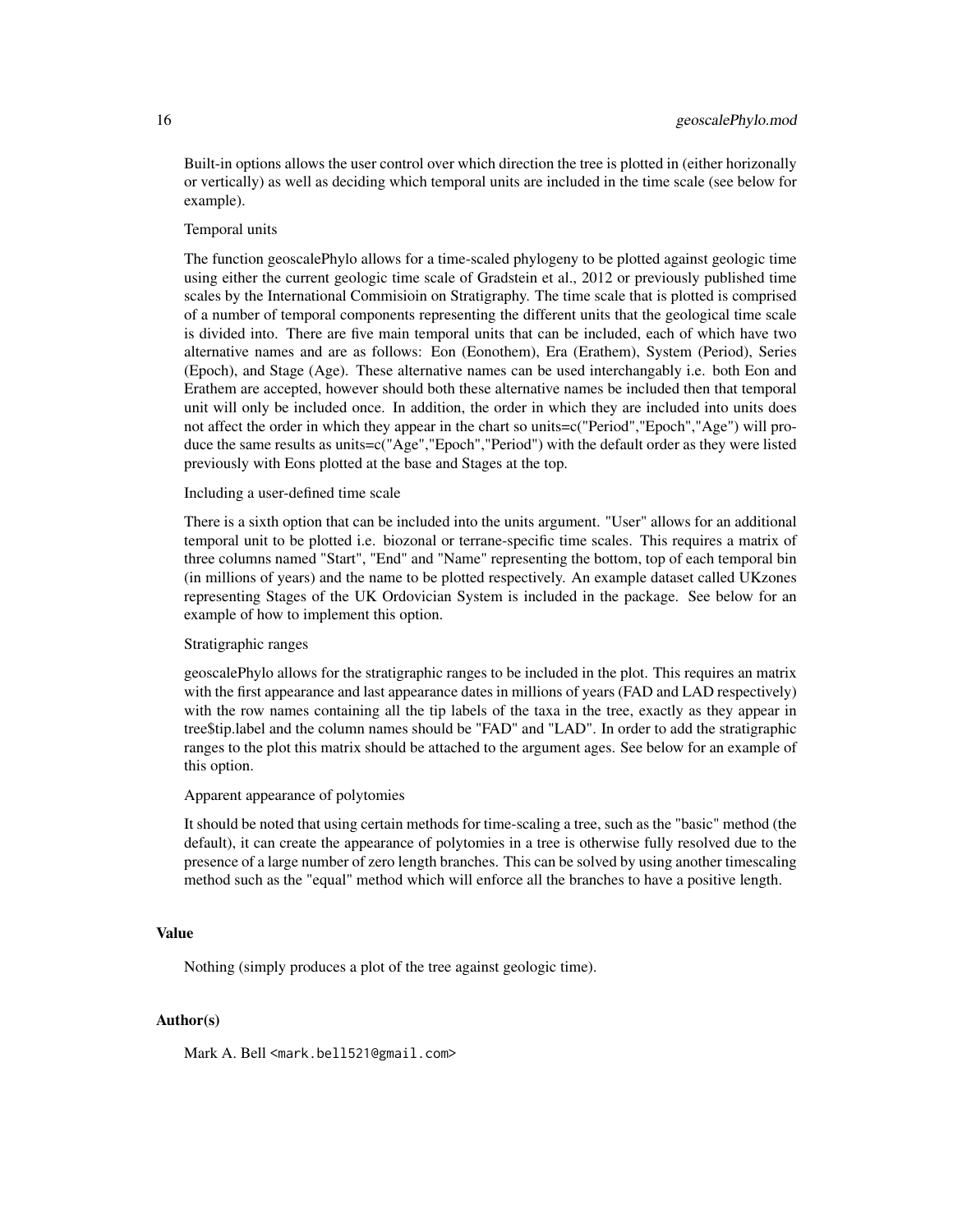Built-in options allows the user control over which direction the tree is plotted in (either horizonally or vertically) as well as deciding which temporal units are included in the time scale (see below for example).

Temporal units

The function geoscalePhylo allows for a time-scaled phylogeny to be plotted against geologic time using either the current geologic time scale of Gradstein et al., 2012 or previously published time scales by the International Commisioin on Stratigraphy. The time scale that is plotted is comprised of a number of temporal components representing the different units that the geological time scale is divided into. There are five main temporal units that can be included, each of which have two alternative names and are as follows: Eon (Eonothem), Era (Erathem), System (Period), Series (Epoch), and Stage (Age). These alternative names can be used interchangably i.e. both Eon and Erathem are accepted, however should both these alternative names be included then that temporal unit will only be included once. In addition, the order in which they are included into units does not affect the order in which they appear in the chart so units=c("Period","Epoch","Age") will produce the same results as units=c("Age","Epoch","Period") with the default order as they were listed previously with Eons plotted at the base and Stages at the top.

Including a user-defined time scale

There is a sixth option that can be included into the units argument. "User" allows for an additional temporal unit to be plotted i.e. biozonal or terrane-specific time scales. This requires a matrix of three columns named "Start", "End" and "Name" representing the bottom, top of each temporal bin (in millions of years) and the name to be plotted respectively. An example dataset called UKzones representing Stages of the UK Ordovician System is included in the package. See below for an example of how to implement this option.

Stratigraphic ranges

geoscalePhylo allows for the stratigraphic ranges to be included in the plot. This requires an matrix with the first appearance and last appearance dates in millions of years (FAD and LAD respectively) with the row names containing all the tip labels of the taxa in the tree, exactly as they appear in tree$tip.label and the column names should be "FAD" and "LAD". In order to add the stratigraphic ranges to the plot this matrix should be attached to the argument ages. See below for an example of this option.

Apparent appearance of polytomies

It should be noted that using certain methods for time-scaling a tree, such as the "basic" method (the default), it can create the appearance of polytomies in a tree is otherwise fully resolved due to the presence of a large number of zero length branches. This can be solved by using another timescaling method such as the "equal" method which will enforce all the branches to have a positive length.

## Value

Nothing (simply produces a plot of the tree against geologic time).

## Author(s)

Mark A. Bell <mark.bell521@gmail.com>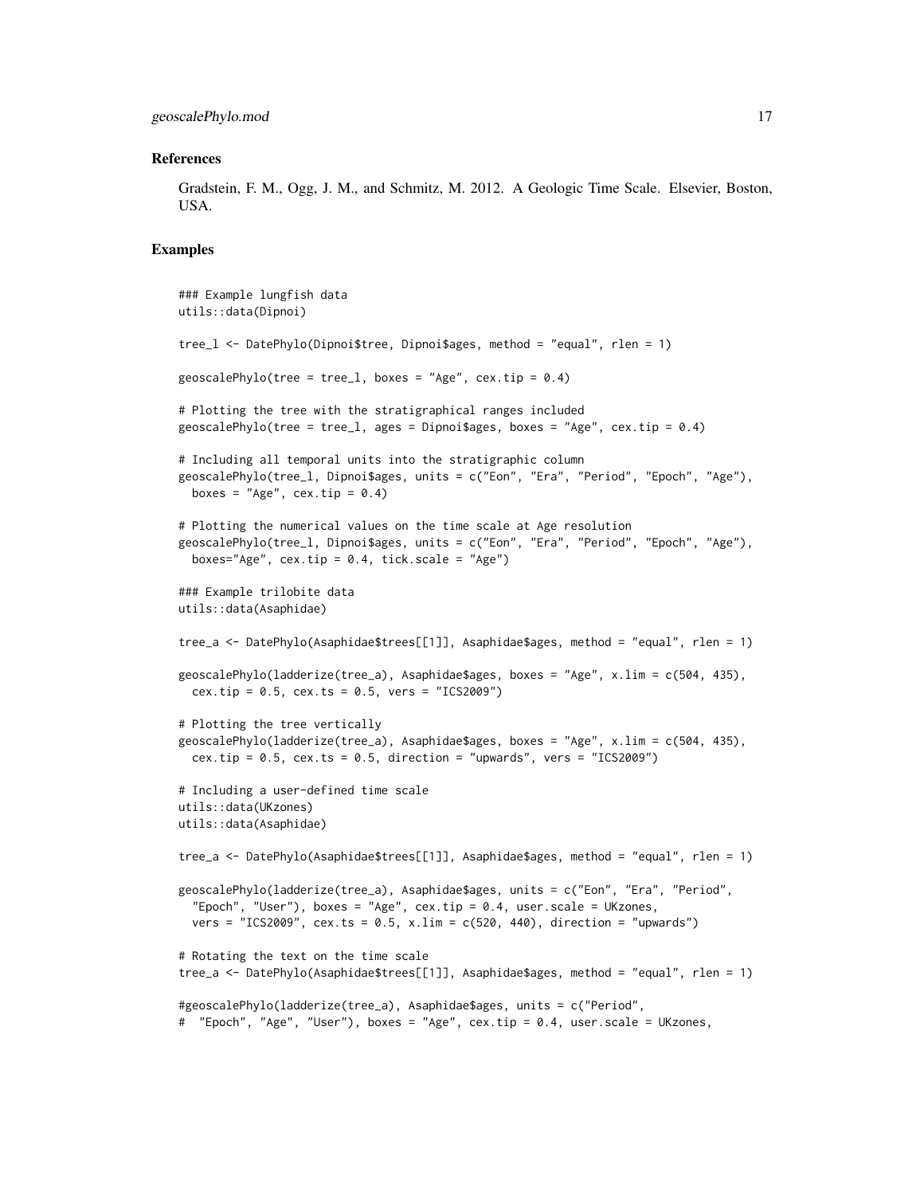## References

Gradstein, F. M., Ogg, J. M., and Schmitz, M. 2012. A Geologic Time Scale. Elsevier, Boston, USA.

## Examples

```
### Example lungfish data
utils::data(Dipnoi)

tree_l <- DatePhylo(Dipnoi$tree, Dipnoi$ages, method = "equal", rlen = 1)

geoscalePhylo(tree = tree_l, boxes = "Age", cex.tip = 0.4)

# Plotting the tree with the stratigraphical ranges included
geoscalePhylo(tree = tree_l, ages = Dipnoi$ages, boxes = "Age", cex.tip = 0.4)

# Including all temporal units into the stratigraphic column
geoscalePhylo(tree_l, Dipnoi$ages, units = c("Eon", "Era", "Period", "Epoch", "Age"),
  boxes = "Age", cex.tip = 0.4)

# Plotting the numerical values on the time scale at Age resolution
geoscalePhylo(tree_l, Dipnoi$ages, units = c("Eon", "Era", "Period", "Epoch", "Age"),
  boxes="Age", cex.tip = 0.4, tick.scale = "Age")

### Example trilobite data
utils::data(Asaphidae)

tree_a <- DatePhylo(Asaphidae$trees[[1]], Asaphidae$ages, method = "equal", rlen = 1)

geoscalePhylo(ladderize(tree_a), Asaphidae$ages, boxes = "Age", x.lim = c(504, 435),
  cex.tip = 0.5, cex.ts = 0.5, vers = "ICS2009")

# Plotting the tree vertically
geoscalePhylo(ladderize(tree_a), Asaphidae$ages, boxes = "Age", x.lim = c(504, 435),
  cex.tip = 0.5, cex.ts = 0.5, direction = "upwards", vers = "ICS2009")

# Including a user-defined time scale
utils::data(UKzones)
utils::data(Asaphidae)

tree_a <- DatePhylo(Asaphidae$trees[[1]], Asaphidae$ages, method = "equal", rlen = 1)

geoscalePhylo(ladderize(tree_a), Asaphidae$ages, units = c("Eon", "Era", "Period",
  "Epoch", "User"), boxes = "Age", cex.tip = 0.4, user.scale = UKzones,
  vers = "ICS2009", cex.ts = 0.5, x.lim = c(520, 440), direction = "upwards")

# Rotating the text on the time scale
tree_a <- DatePhylo(Asaphidae$trees[[1]], Asaphidae$ages, method = "equal", rlen = 1)

#geoscalePhylo(ladderize(tree_a), Asaphidae$ages, units = c("Period",
#  "Epoch", "Age", "User"), boxes = "Age", cex.tip = 0.4, user.scale = UKzones,
```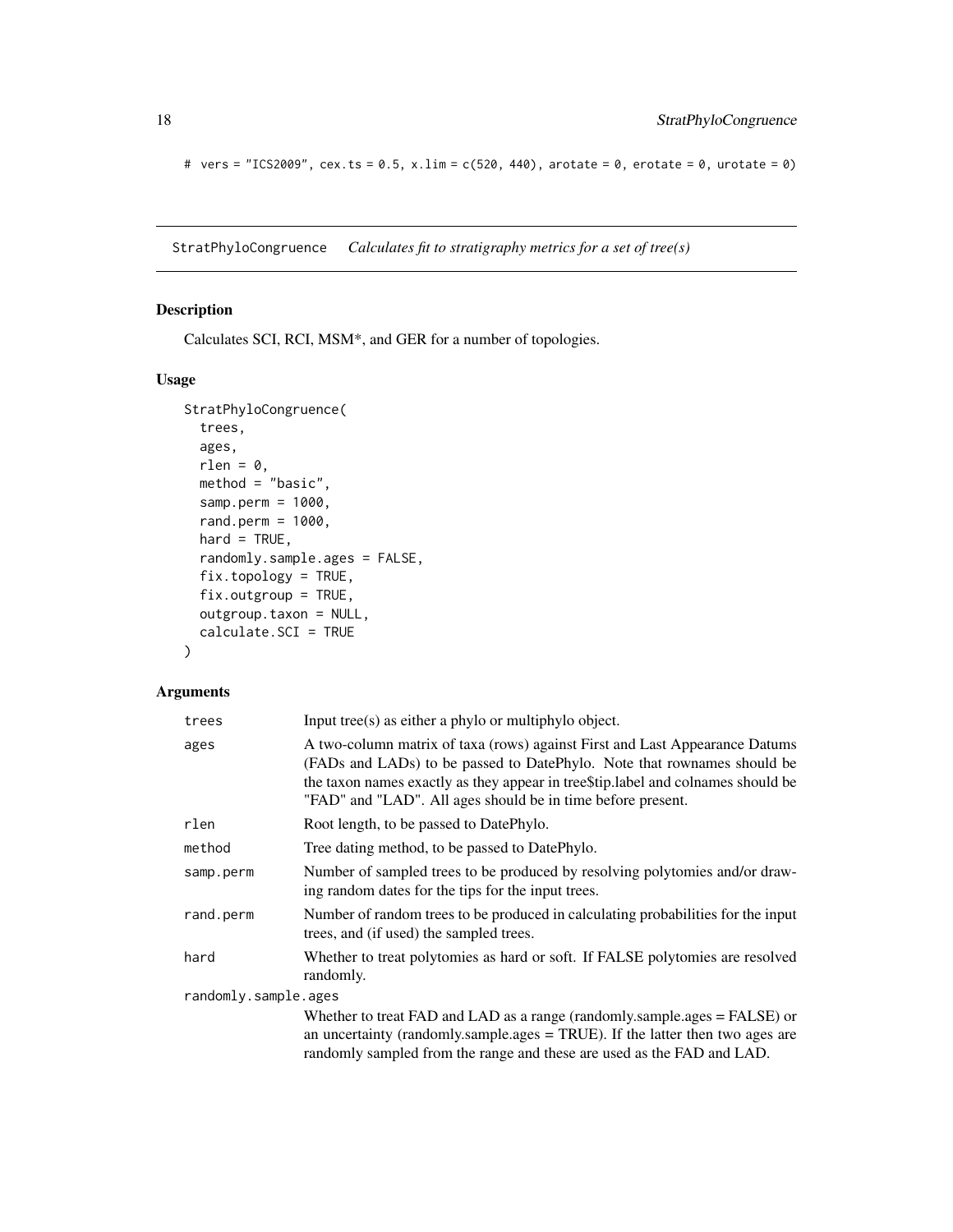```
# vers = "ICS2009", cex.ts = 0.5, x.lim = c(520, 440), arotate = 0, erotate = 0, urotate = 0)
```

## StratPhyloCongruence *Calculates fit to stratigraphy metrics for a set of tree(s)*

### Description

Calculates SCI, RCI, MSM*, and GER for a number of topologies.

### Usage

```
StratPhyloCongruence(
  trees,
  ages,
  rlen = 0,
  method = "basic",
  samp.perm = 1000,
  rand.perm = 1000,
  hard = TRUE,
  randomly.sample.ages = FALSE,
  fix.topology = TRUE,
  fix.outgroup = TRUE,
  outgroup.taxon = NULL,
  calculate.SCI = TRUE
)
```

### Arguments

| | |
|---|---|
| trees | Input tree(s) as either a phylo or multiphylo object. |
| ages | A two-column matrix of taxa (rows) against First and Last Appearance Datums (FADs and LADs) to be passed to DatePhylo. Note that rownames should be the taxon names exactly as they appear in tree$tip.label and colnames should be "FAD" and "LAD". All ages should be in time before present. |
| rlen | Root length, to be passed to DatePhylo. |
| method | Tree dating method, to be passed to DatePhylo. |
| samp.perm | Number of sampled trees to be produced by resolving polytomies and/or drawing random dates for the tips for the input trees. |
| rand.perm | Number of random trees to be produced in calculating probabilities for the input trees, and (if used) the sampled trees. |
| hard | Whether to treat polytomies as hard or soft. If FALSE polytomies are resolved randomly. |
| randomly.sample.ages | Whether to treat FAD and LAD as a range (randomly.sample.ages = FALSE) or an uncertainty (randomly.sample.ages = TRUE). If the latter then two ages are randomly sampled from the range and these are used as the FAD and LAD. |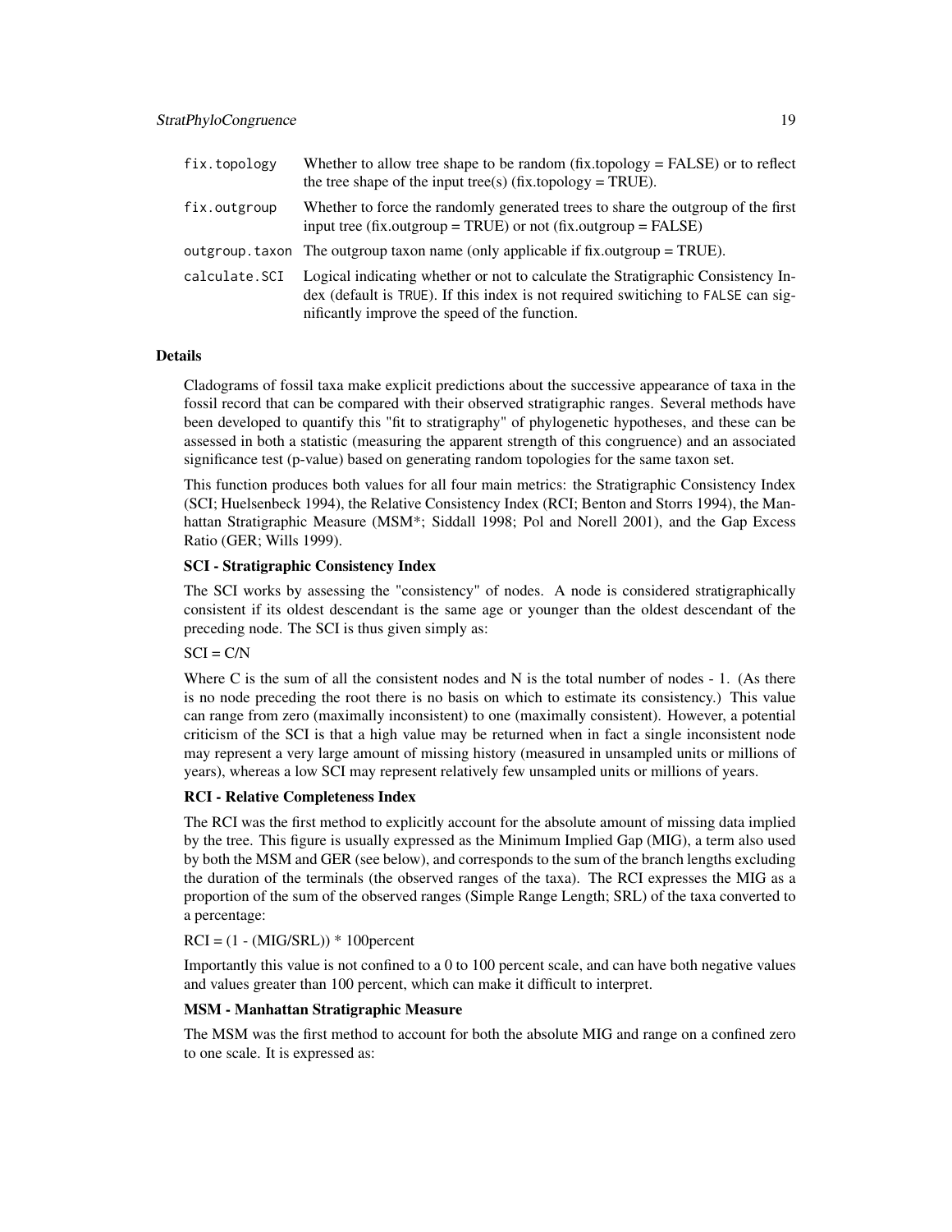| | |
|---|---|
| fix.topology | Whether to allow tree shape to be random (fix.topology = FALSE) or to reflect the tree shape of the input tree(s) (fix.topology = TRUE). |
| fix.outgroup | Whether to force the randomly generated trees to share the outgroup of the first input tree (fix.outgroup = TRUE) or not (fix.outgroup = FALSE) |
| outgroup.taxon | The outgroup taxon name (only applicable if fix.outgroup = TRUE). |
| calculate.SCI | Logical indicating whether or not to calculate the Stratigraphic Consistency Index (default is TRUE). If this index is not required switiching to FALSE can significantly improve the speed of the function. |

## Details

Cladograms of fossil taxa make explicit predictions about the successive appearance of taxa in the fossil record that can be compared with their observed stratigraphic ranges. Several methods have been developed to quantify this "fit to stratigraphy" of phylogenetic hypotheses, and these can be assessed in both a statistic (measuring the apparent strength of this congruence) and an associated significance test (p-value) based on generating random topologies for the same taxon set.

This function produces both values for all four main metrics: the Stratigraphic Consistency Index (SCI; Huelsenbeck 1994), the Relative Consistency Index (RCI; Benton and Storrs 1994), the Manhattan Stratigraphic Measure (MSM*; Siddall 1998; Pol and Norell 2001), and the Gap Excess Ratio (GER; Wills 1999).

### SCI - Stratigraphic Consistency Index

The SCI works by assessing the "consistency" of nodes. A node is considered stratigraphically consistent if its oldest descendant is the same age or younger than the oldest descendant of the preceding node. The SCI is thus given simply as:

SCI = C/N

Where C is the sum of all the consistent nodes and N is the total number of nodes - 1. (As there is no node preceding the root there is no basis on which to estimate its consistency.) This value can range from zero (maximally inconsistent) to one (maximally consistent). However, a potential criticism of the SCI is that a high value may be returned when in fact a single inconsistent node may represent a very large amount of missing history (measured in unsampled units or millions of years), whereas a low SCI may represent relatively few unsampled units or millions of years.

### RCI - Relative Completeness Index

The RCI was the first method to explicitly account for the absolute amount of missing data implied by the tree. This figure is usually expressed as the Minimum Implied Gap (MIG), a term also used by both the MSM and GER (see below), and corresponds to the sum of the branch lengths excluding the duration of the terminals (the observed ranges of the taxa). The RCI expresses the MIG as a proportion of the sum of the observed ranges (Simple Range Length; SRL) of the taxa converted to a percentage:

RCI = (1 - (MIG/SRL)) * 100percent

Importantly this value is not confined to a 0 to 100 percent scale, and can have both negative values and values greater than 100 percent, which can make it difficult to interpret.

### MSM - Manhattan Stratigraphic Measure

The MSM was the first method to account for both the absolute MIG and range on a confined zero to one scale. It is expressed as: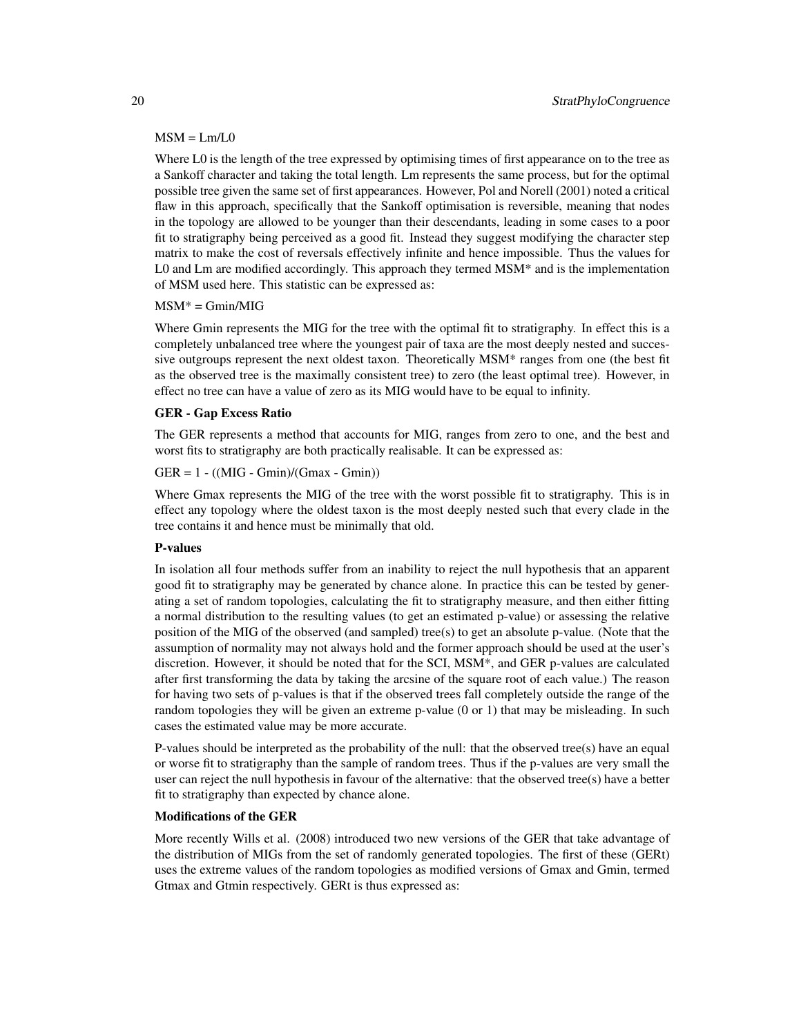MSM = Lm/L0

Where L0 is the length of the tree expressed by optimising times of first appearance on to the tree as a Sankoff character and taking the total length. Lm represents the same process, but for the optimal possible tree given the same set of first appearances. However, Pol and Norell (2001) noted a critical flaw in this approach, specifically that the Sankoff optimisation is reversible, meaning that nodes in the topology are allowed to be younger than their descendants, leading in some cases to a poor fit to stratigraphy being perceived as a good fit. Instead they suggest modifying the character step matrix to make the cost of reversals effectively infinite and hence impossible. Thus the values for L0 and Lm are modified accordingly. This approach they termed MSM* and is the implementation of MSM used here. This statistic can be expressed as:

MSM* = Gmin/MIG

Where Gmin represents the MIG for the tree with the optimal fit to stratigraphy. In effect this is a completely unbalanced tree where the youngest pair of taxa are the most deeply nested and successive outgroups represent the next oldest taxon. Theoretically MSM* ranges from one (the best fit as the observed tree is the maximally consistent tree) to zero (the least optimal tree). However, in effect no tree can have a value of zero as its MIG would have to be equal to infinity.

**GER - Gap Excess Ratio**

The GER represents a method that accounts for MIG, ranges from zero to one, and the best and worst fits to stratigraphy are both practically realisable. It can be expressed as:

GER = 1 - ((MIG - Gmin)/(Gmax - Gmin))

Where Gmax represents the MIG of the tree with the worst possible fit to stratigraphy. This is in effect any topology where the oldest taxon is the most deeply nested such that every clade in the tree contains it and hence must be minimally that old.

**P-values**

In isolation all four methods suffer from an inability to reject the null hypothesis that an apparent good fit to stratigraphy may be generated by chance alone. In practice this can be tested by generating a set of random topologies, calculating the fit to stratigraphy measure, and then either fitting a normal distribution to the resulting values (to get an estimated p-value) or assessing the relative position of the MIG of the observed (and sampled) tree(s) to get an absolute p-value. (Note that the assumption of normality may not always hold and the former approach should be used at the user's discretion. However, it should be noted that for the SCI, MSM*, and GER p-values are calculated after first transforming the data by taking the arcsine of the square root of each value.) The reason for having two sets of p-values is that if the observed trees fall completely outside the range of the random topologies they will be given an extreme p-value (0 or 1) that may be misleading. In such cases the estimated value may be more accurate.

P-values should be interpreted as the probability of the null: that the observed tree(s) have an equal or worse fit to stratigraphy than the sample of random trees. Thus if the p-values are very small the user can reject the null hypothesis in favour of the alternative: that the observed tree(s) have a better fit to stratigraphy than expected by chance alone.

**Modifications of the GER**

More recently Wills et al. (2008) introduced two new versions of the GER that take advantage of the distribution of MIGs from the set of randomly generated topologies. The first of these (GERt) uses the extreme values of the random topologies as modified versions of Gmax and Gmin, termed Gtmax and Gtmin respectively. GERt is thus expressed as: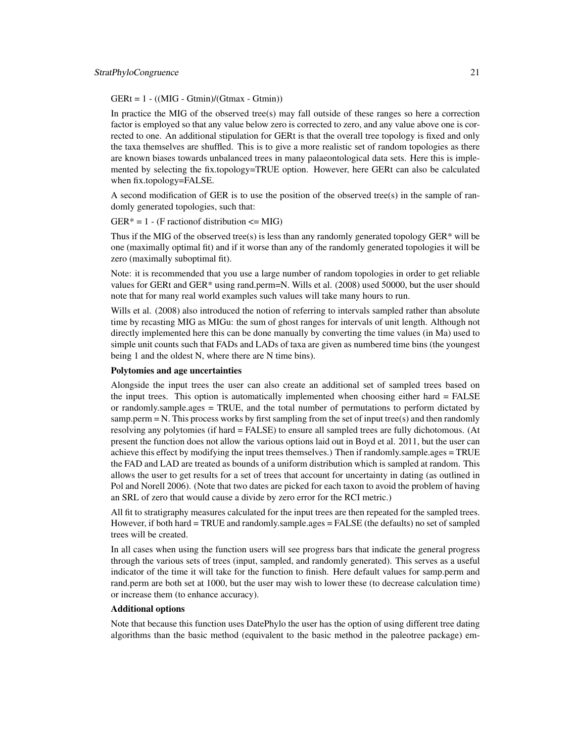GERt = 1 - ((MIG - Gtmin)/(Gtmax - Gtmin))

In practice the MIG of the observed tree(s) may fall outside of these ranges so here a correction factor is employed so that any value below zero is corrected to zero, and any value above one is corrected to one. An additional stipulation for GERt is that the overall tree topology is fixed and only the taxa themselves are shuffled. This is to give a more realistic set of random topologies as there are known biases towards unbalanced trees in many palaeontological data sets. Here this is implemented by selecting the fix.topology=TRUE option. However, here GERt can also be calculated when fix.topology=FALSE.

A second modification of GER is to use the position of the observed tree(s) in the sample of randomly generated topologies, such that:

GER* = 1 - (F ractionof distribution <= MIG)

Thus if the MIG of the observed tree(s) is less than any randomly generated topology GER* will be one (maximally optimal fit) and if it worse than any of the randomly generated topologies it will be zero (maximally suboptimal fit).

Note: it is recommended that you use a large number of random topologies in order to get reliable values for GERt and GER* using rand.perm=N. Wills et al. (2008) used 50000, but the user should note that for many real world examples such values will take many hours to run.

Wills et al. (2008) also introduced the notion of referring to intervals sampled rather than absolute time by recasting MIG as MIGu: the sum of ghost ranges for intervals of unit length. Although not directly implemented here this can be done manually by converting the time values (in Ma) used to simple unit counts such that FADs and LADs of taxa are given as numbered time bins (the youngest being 1 and the oldest N, where there are N time bins).

**Polytomies and age uncertainties**

Alongside the input trees the user can also create an additional set of sampled trees based on the input trees. This option is automatically implemented when choosing either hard = FALSE or randomly.sample.ages = TRUE, and the total number of permutations to perform dictated by samp.perm = N. This process works by first sampling from the set of input tree(s) and then randomly resolving any polytomies (if hard = FALSE) to ensure all sampled trees are fully dichotomous. (At present the function does not allow the various options laid out in Boyd et al. 2011, but the user can achieve this effect by modifying the input trees themselves.) Then if randomly.sample.ages = TRUE the FAD and LAD are treated as bounds of a uniform distribution which is sampled at random. This allows the user to get results for a set of trees that account for uncertainty in dating (as outlined in Pol and Norell 2006). (Note that two dates are picked for each taxon to avoid the problem of having an SRL of zero that would cause a divide by zero error for the RCI metric.)

All fit to stratigraphy measures calculated for the input trees are then repeated for the sampled trees. However, if both hard = TRUE and randomly.sample.ages = FALSE (the defaults) no set of sampled trees will be created.

In all cases when using the function users will see progress bars that indicate the general progress through the various sets of trees (input, sampled, and randomly generated). This serves as a useful indicator of the time it will take for the function to finish. Here default values for samp.perm and rand.perm are both set at 1000, but the user may wish to lower these (to decrease calculation time) or increase them (to enhance accuracy).

**Additional options**

Note that because this function uses DatePhylo the user has the option of using different tree dating algorithms than the basic method (equivalent to the basic method in the paleotree package) em-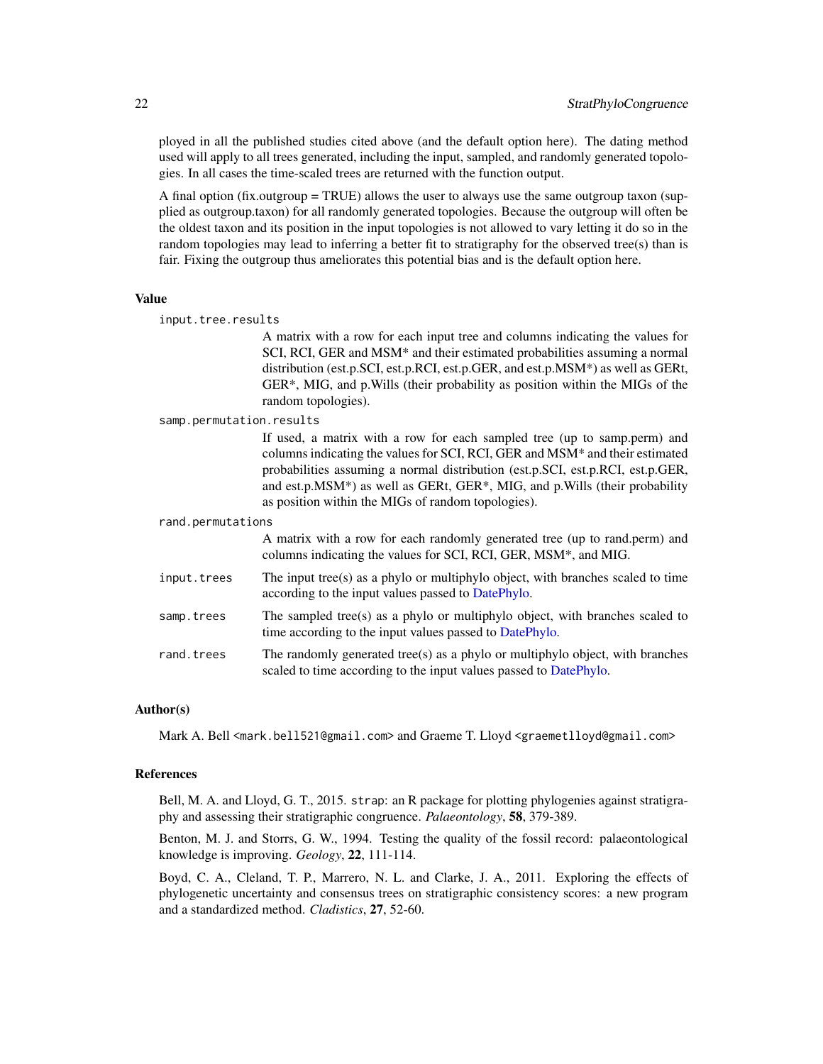ployed in all the published studies cited above (and the default option here). The dating method used will apply to all trees generated, including the input, sampled, and randomly generated topologies. In all cases the time-scaled trees are returned with the function output.

A final option (fix.outgroup = TRUE) allows the user to always use the same outgroup taxon (supplied as outgroup.taxon) for all randomly generated topologies. Because the outgroup will often be the oldest taxon and its position in the input topologies is not allowed to vary letting it do so in the random topologies may lead to inferring a better fit to stratigraphy for the observed tree(s) than is fair. Fixing the outgroup thus ameliorates this potential bias and is the default option here.

## Value

`input.tree.results`
: A matrix with a row for each input tree and columns indicating the values for SCI, RCI, GER and MSM* and their estimated probabilities assuming a normal distribution (est.p.SCI, est.p.RCI, est.p.GER, and est.p.MSM*) as well as GERt, GER*, MIG, and p.Wills (their probability as position within the MIGs of the random topologies).

`samp.permutation.results`
: If used, a matrix with a row for each sampled tree (up to samp.perm) and columns indicating the values for SCI, RCI, GER and MSM* and their estimated probabilities assuming a normal distribution (est.p.SCI, est.p.RCI, est.p.GER, and est.p.MSM*) as well as GERt, GER*, MIG, and p.Wills (their probability as position within the MIGs of random topologies).

`rand.permutations`
: A matrix with a row for each randomly generated tree (up to rand.perm) and columns indicating the values for SCI, RCI, GER, MSM*, and MIG.

`input.trees`
: The input tree(s) as a phylo or multiphylo object, with branches scaled to time according to the input values passed to DatePhylo.

`samp.trees`
: The sampled tree(s) as a phylo or multiphylo object, with branches scaled to time according to the input values passed to DatePhylo.

`rand.trees`
: The randomly generated tree(s) as a phylo or multiphylo object, with branches scaled to time according to the input values passed to DatePhylo.

## Author(s)

Mark A. Bell <mark.bell521@gmail.com> and Graeme T. Lloyd <graemetlloyd@gmail.com>

## References

Bell, M. A. and Lloyd, G. T., 2015. `strap`: an R package for plotting phylogenies against stratigraphy and assessing their stratigraphic congruence. *Palaeontology*, **58**, 379-389.

Benton, M. J. and Storrs, G. W., 1994. Testing the quality of the fossil record: palaeontological knowledge is improving. *Geology*, **22**, 111-114.

Boyd, C. A., Cleland, T. P., Marrero, N. L. and Clarke, J. A., 2011. Exploring the effects of phylogenetic uncertainty and consensus trees on stratigraphic consistency scores: a new program and a standardized method. *Cladistics*, **27**, 52-60.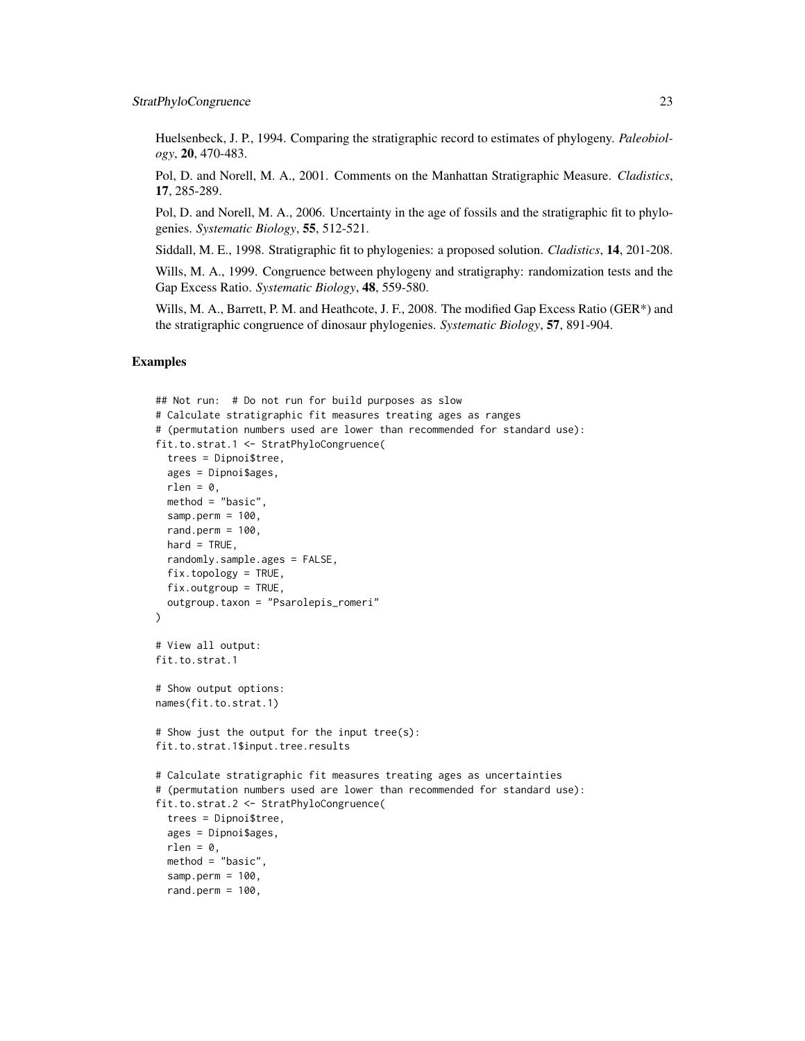Huelsenbeck, J. P., 1994. Comparing the stratigraphic record to estimates of phylogeny. *Paleobiology*, **20**, 470-483.

Pol, D. and Norell, M. A., 2001. Comments on the Manhattan Stratigraphic Measure. *Cladistics*, **17**, 285-289.

Pol, D. and Norell, M. A., 2006. Uncertainty in the age of fossils and the stratigraphic fit to phylogenies. *Systematic Biology*, **55**, 512-521.

Siddall, M. E., 1998. Stratigraphic fit to phylogenies: a proposed solution. *Cladistics*, **14**, 201-208.

Wills, M. A., 1999. Congruence between phylogeny and stratigraphy: randomization tests and the Gap Excess Ratio. *Systematic Biology*, **48**, 559-580.

Wills, M. A., Barrett, P. M. and Heathcote, J. F., 2008. The modified Gap Excess Ratio (GER*) and the stratigraphic congruence of dinosaur phylogenies. *Systematic Biology*, **57**, 891-904.

## Examples

```
## Not run:  # Do not run for build purposes as slow
# Calculate stratigraphic fit measures treating ages as ranges
# (permutation numbers used are lower than recommended for standard use):
fit.to.strat.1 <- StratPhyloCongruence(
  trees = Dipnoi$tree,
  ages = Dipnoi$ages,
  rlen = 0,
  method = "basic",
  samp.perm = 100,
  rand.perm = 100,
  hard = TRUE,
  randomly.sample.ages = FALSE,
  fix.topology = TRUE,
  fix.outgroup = TRUE,
  outgroup.taxon = "Psarolepis_romeri"
)

# View all output:
fit.to.strat.1

# Show output options:
names(fit.to.strat.1)

# Show just the output for the input tree(s):
fit.to.strat.1$input.tree.results

# Calculate stratigraphic fit measures treating ages as uncertainties
# (permutation numbers used are lower than recommended for standard use):
fit.to.strat.2 <- StratPhyloCongruence(
  trees = Dipnoi$tree,
  ages = Dipnoi$ages,
  rlen = 0,
  method = "basic",
  samp.perm = 100,
  rand.perm = 100,
```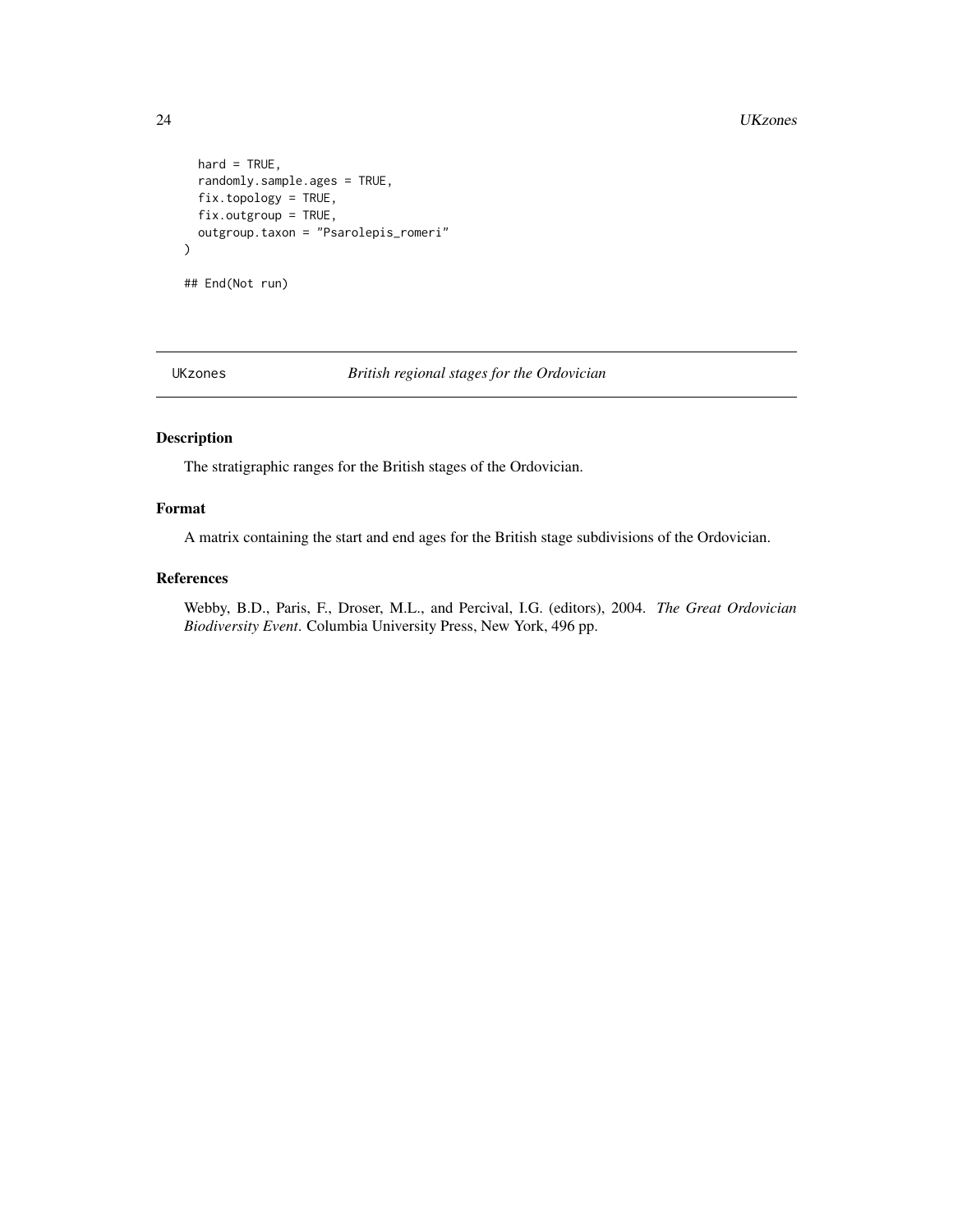```
  hard = TRUE,
  randomly.sample.ages = TRUE,
  fix.topology = TRUE,
  fix.outgroup = TRUE,
  outgroup.taxon = "Psarolepis_romeri"
)

## End(Not run)
```

---

UKzones    *British regional stages for the Ordovician*

---

## Description

The stratigraphic ranges for the British stages of the Ordovician.

## Format

A matrix containing the start and end ages for the British stage subdivisions of the Ordovician.

## References

Webby, B.D., Paris, F., Droser, M.L., and Percival, I.G. (editors), 2004. *The Great Ordovician Biodiversity Event*. Columbia University Press, New York, 496 pp.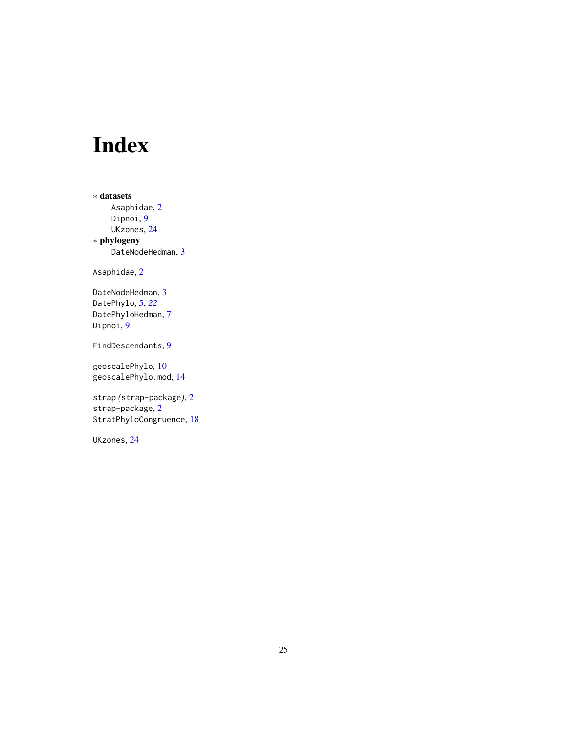# Index

∗ **datasets**
  Asaphidae, 2
  Dipnoi, 9
  UKzones, 24

∗ **phylogeny**
  DateNodeHedman, 3

Asaphidae, 2

DateNodeHedman, 3
DatePhylo, 5, *22*
DatePhyloHedman, 7
Dipnoi, 9

FindDescendants, 9

geoscalePhylo, 10
geoscalePhylo.mod, 14

strap *(*strap-package*)*, 2
strap-package, 2
StratPhyloCongruence, 18

UKzones, 24